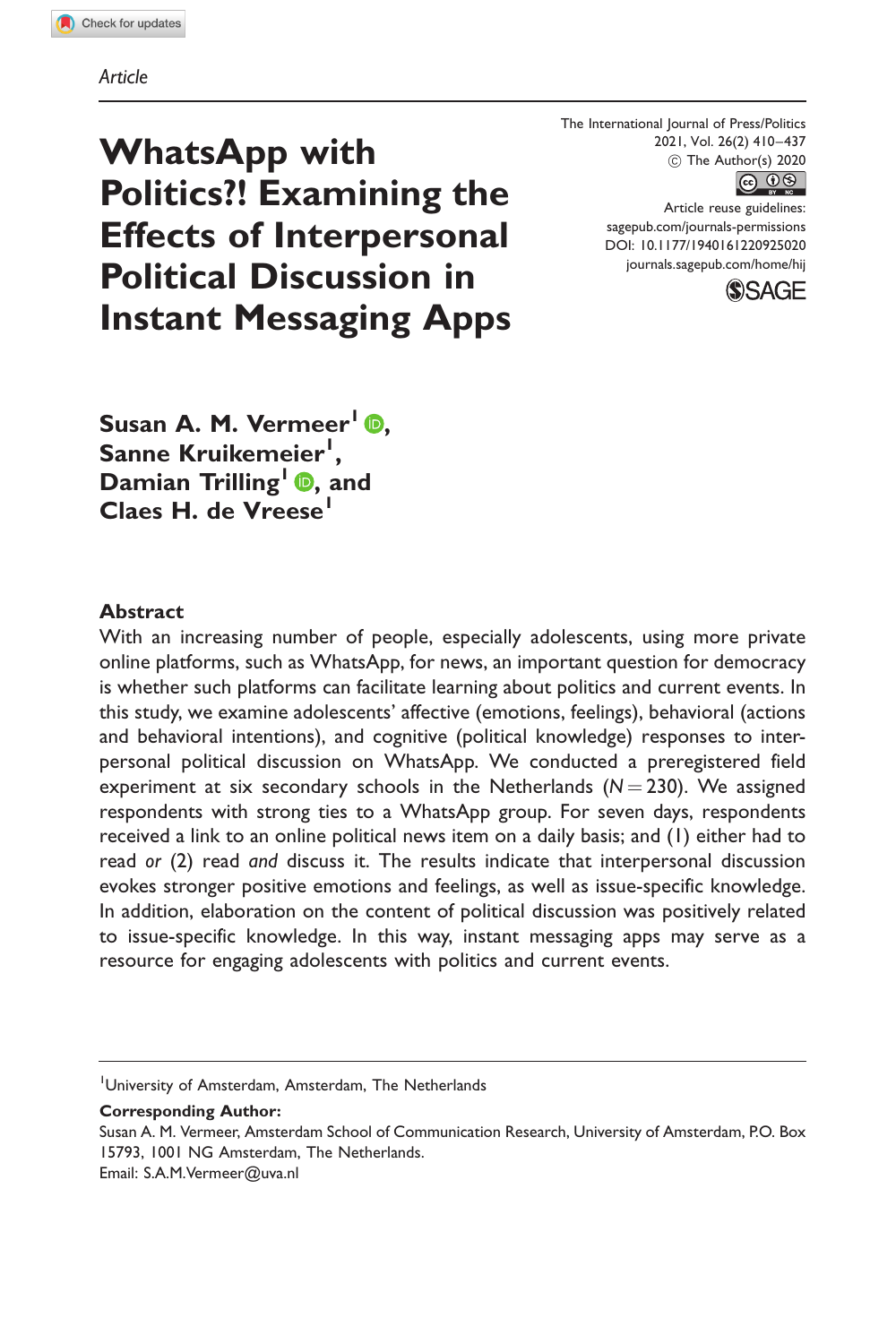*Article*

# WhatsApp with Politics?! Examining the Effects of Interpersonal Political Discussion in Instant Messaging Apps

The International Journal of Press/Politics
2021, Vol. 26(2) 410–437
© The Author(s) 2020
Article reuse guidelines:
sagepub.com/journals-permissions
DOI: 10.1177/1940161220925020
journals.sagepub.com/home/hij

**Susan A. M. Vermeer[1], Sanne Kruikemeier[1], Damian Trilling[1], and Claes H. de Vreese[1]**

## Abstract

With an increasing number of people, especially adolescents, using more private online platforms, such as WhatsApp, for news, an important question for democracy is whether such platforms can facilitate learning about politics and current events. In this study, we examine adolescents' affective (emotions, feelings), behavioral (actions and behavioral intentions), and cognitive (political knowledge) responses to interpersonal political discussion on WhatsApp. We conducted a preregistered field experiment at six secondary schools in the Netherlands ($N = 230$). We assigned respondents with strong ties to a WhatsApp group. For seven days, respondents received a link to an online political news item on a daily basis; and (1) either had to read *or* (2) read *and* discuss it. The results indicate that interpersonal discussion evokes stronger positive emotions and feelings, as well as issue-specific knowledge. In addition, elaboration on the content of political discussion was positively related to issue-specific knowledge. In this way, instant messaging apps may serve as a resource for engaging adolescents with politics and current events.

---

[1]University of Amsterdam, Amsterdam, The Netherlands

**Corresponding Author:**
Susan A. M. Vermeer, Amsterdam School of Communication Research, University of Amsterdam, P.O. Box 15793, 1001 NG Amsterdam, The Netherlands.
Email: S.A.M.Vermeer@uva.nl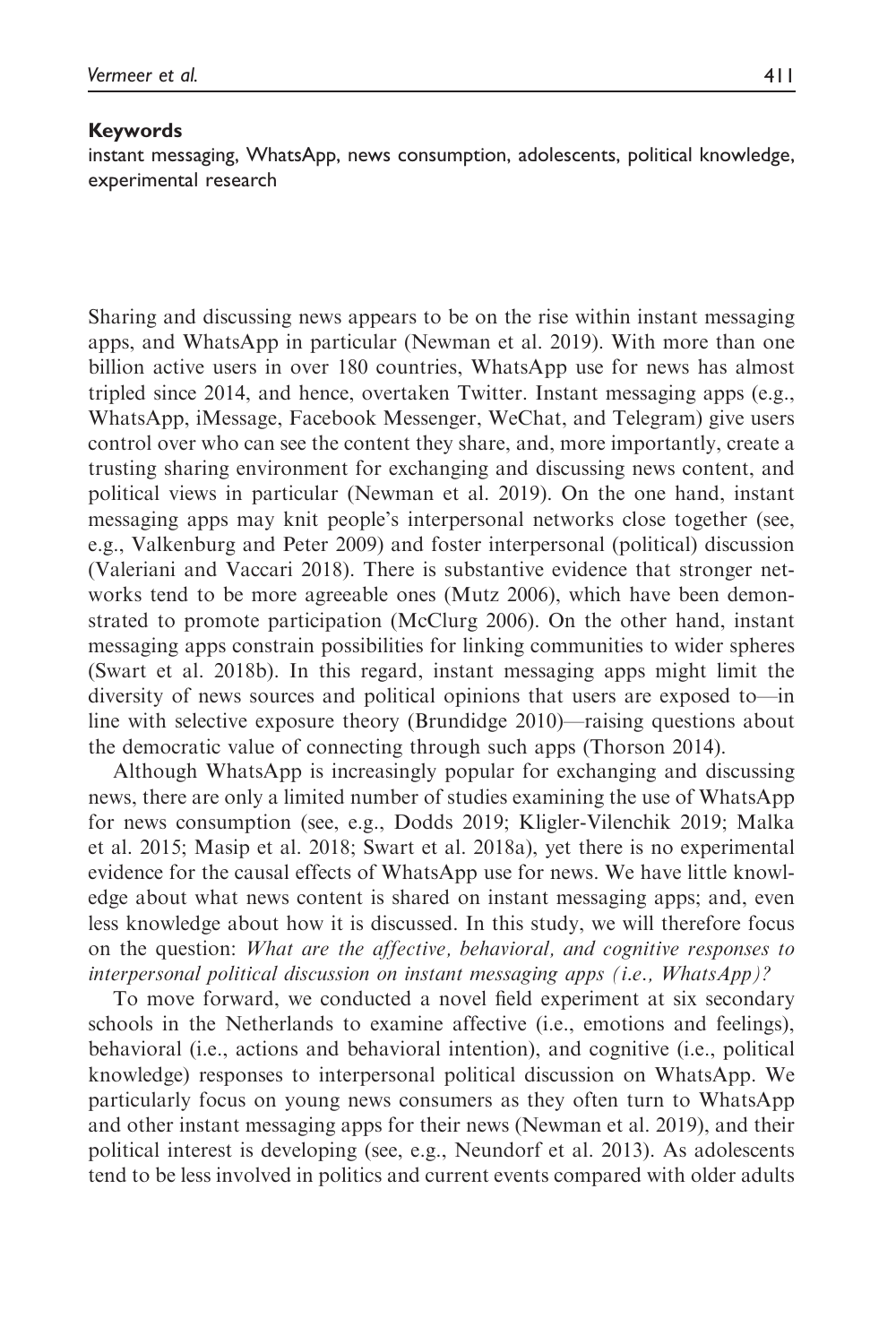**Keywords**

instant messaging, WhatsApp, news consumption, adolescents, political knowledge, experimental research

Sharing and discussing news appears to be on the rise within instant messaging apps, and WhatsApp in particular (Newman et al. 2019). With more than one billion active users in over 180 countries, WhatsApp use for news has almost tripled since 2014, and hence, overtaken Twitter. Instant messaging apps (e.g., WhatsApp, iMessage, Facebook Messenger, WeChat, and Telegram) give users control over who can see the content they share, and, more importantly, create a trusting sharing environment for exchanging and discussing news content, and political views in particular (Newman et al. 2019). On the one hand, instant messaging apps may knit people's interpersonal networks close together (see, e.g., Valkenburg and Peter 2009) and foster interpersonal (political) discussion (Valeriani and Vaccari 2018). There is substantive evidence that stronger networks tend to be more agreeable ones (Mutz 2006), which have been demonstrated to promote participation (McClurg 2006). On the other hand, instant messaging apps constrain possibilities for linking communities to wider spheres (Swart et al. 2018b). In this regard, instant messaging apps might limit the diversity of news sources and political opinions that users are exposed to—in line with selective exposure theory (Brundidge 2010)—raising questions about the democratic value of connecting through such apps (Thorson 2014).

Although WhatsApp is increasingly popular for exchanging and discussing news, there are only a limited number of studies examining the use of WhatsApp for news consumption (see, e.g., Dodds 2019; Kligler-Vilenchik 2019; Malka et al. 2015; Masip et al. 2018; Swart et al. 2018a), yet there is no experimental evidence for the causal effects of WhatsApp use for news. We have little knowledge about what news content is shared on instant messaging apps; and, even less knowledge about how it is discussed. In this study, we will therefore focus on the question: *What are the affective, behavioral, and cognitive responses to interpersonal political discussion on instant messaging apps (i.e., WhatsApp)?*

To move forward, we conducted a novel field experiment at six secondary schools in the Netherlands to examine affective (i.e., emotions and feelings), behavioral (i.e., actions and behavioral intention), and cognitive (i.e., political knowledge) responses to interpersonal political discussion on WhatsApp. We particularly focus on young news consumers as they often turn to WhatsApp and other instant messaging apps for their news (Newman et al. 2019), and their political interest is developing (see, e.g., Neundorf et al. 2013). As adolescents tend to be less involved in politics and current events compared with older adults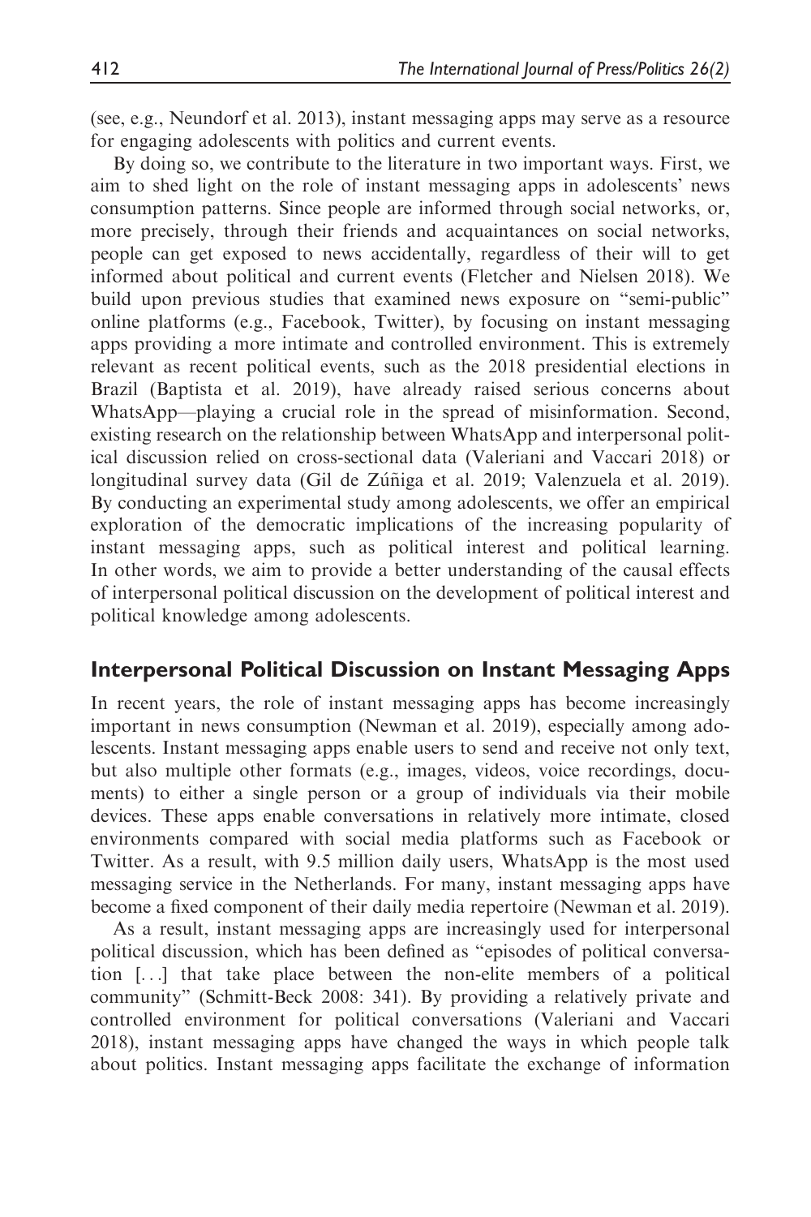(see, e.g., Neundorf et al. 2013), instant messaging apps may serve as a resource for engaging adolescents with politics and current events.

By doing so, we contribute to the literature in two important ways. First, we aim to shed light on the role of instant messaging apps in adolescents' news consumption patterns. Since people are informed through social networks, or, more precisely, through their friends and acquaintances on social networks, people can get exposed to news accidentally, regardless of their will to get informed about political and current events (Fletcher and Nielsen 2018). We build upon previous studies that examined news exposure on "semi-public" online platforms (e.g., Facebook, Twitter), by focusing on instant messaging apps providing a more intimate and controlled environment. This is extremely relevant as recent political events, such as the 2018 presidential elections in Brazil (Baptista et al. 2019), have already raised serious concerns about WhatsApp—playing a crucial role in the spread of misinformation. Second, existing research on the relationship between WhatsApp and interpersonal political discussion relied on cross-sectional data (Valeriani and Vaccari 2018) or longitudinal survey data (Gil de Zúñiga et al. 2019; Valenzuela et al. 2019). By conducting an experimental study among adolescents, we offer an empirical exploration of the democratic implications of the increasing popularity of instant messaging apps, such as political interest and political learning. In other words, we aim to provide a better understanding of the causal effects of interpersonal political discussion on the development of political interest and political knowledge among adolescents.

## Interpersonal Political Discussion on Instant Messaging Apps

In recent years, the role of instant messaging apps has become increasingly important in news consumption (Newman et al. 2019), especially among adolescents. Instant messaging apps enable users to send and receive not only text, but also multiple other formats (e.g., images, videos, voice recordings, documents) to either a single person or a group of individuals via their mobile devices. These apps enable conversations in relatively more intimate, closed environments compared with social media platforms such as Facebook or Twitter. As a result, with 9.5 million daily users, WhatsApp is the most used messaging service in the Netherlands. For many, instant messaging apps have become a fixed component of their daily media repertoire (Newman et al. 2019).

As a result, instant messaging apps are increasingly used for interpersonal political discussion, which has been defined as "episodes of political conversation [...] that take place between the non-elite members of a political community" (Schmitt-Beck 2008: 341). By providing a relatively private and controlled environment for political conversations (Valeriani and Vaccari 2018), instant messaging apps have changed the ways in which people talk about politics. Instant messaging apps facilitate the exchange of information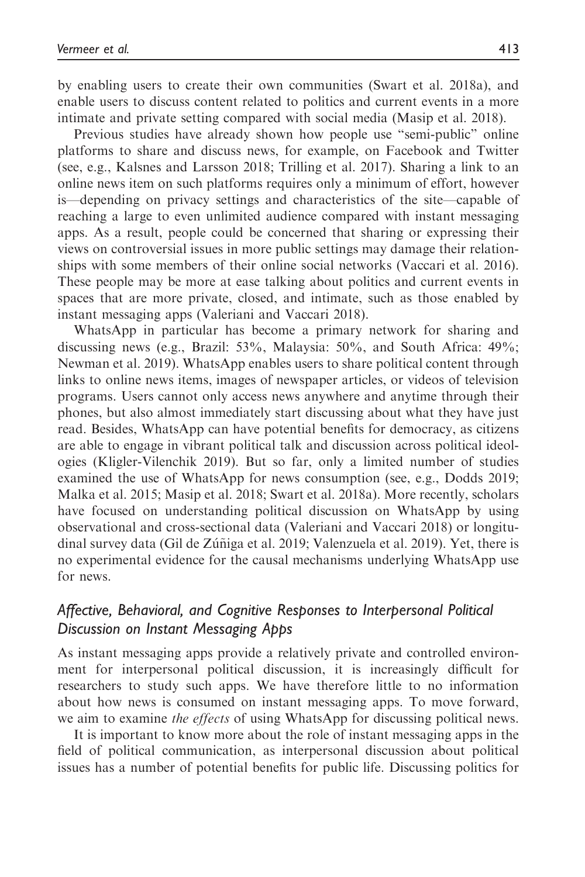by enabling users to create their own communities (Swart et al. 2018a), and enable users to discuss content related to politics and current events in a more intimate and private setting compared with social media (Masip et al. 2018).

Previous studies have already shown how people use "semi-public" online platforms to share and discuss news, for example, on Facebook and Twitter (see, e.g., Kalsnes and Larsson 2018; Trilling et al. 2017). Sharing a link to an online news item on such platforms requires only a minimum of effort, however is—depending on privacy settings and characteristics of the site—capable of reaching a large to even unlimited audience compared with instant messaging apps. As a result, people could be concerned that sharing or expressing their views on controversial issues in more public settings may damage their relationships with some members of their online social networks (Vaccari et al. 2016). These people may be more at ease talking about politics and current events in spaces that are more private, closed, and intimate, such as those enabled by instant messaging apps (Valeriani and Vaccari 2018).

WhatsApp in particular has become a primary network for sharing and discussing news (e.g., Brazil: 53%, Malaysia: 50%, and South Africa: 49%; Newman et al. 2019). WhatsApp enables users to share political content through links to online news items, images of newspaper articles, or videos of television programs. Users cannot only access news anywhere and anytime through their phones, but also almost immediately start discussing about what they have just read. Besides, WhatsApp can have potential benefits for democracy, as citizens are able to engage in vibrant political talk and discussion across political ideologies (Kligler-Vilenchik 2019). But so far, only a limited number of studies examined the use of WhatsApp for news consumption (see, e.g., Dodds 2019; Malka et al. 2015; Masip et al. 2018; Swart et al. 2018a). More recently, scholars have focused on understanding political discussion on WhatsApp by using observational and cross-sectional data (Valeriani and Vaccari 2018) or longitudinal survey data (Gil de Zúñiga et al. 2019; Valenzuela et al. 2019). Yet, there is no experimental evidence for the causal mechanisms underlying WhatsApp use for news.

## *Affective, Behavioral, and Cognitive Responses to Interpersonal Political Discussion on Instant Messaging Apps*

As instant messaging apps provide a relatively private and controlled environment for interpersonal political discussion, it is increasingly difficult for researchers to study such apps. We have therefore little to no information about how news is consumed on instant messaging apps. To move forward, we aim to examine *the effects* of using WhatsApp for discussing political news.

It is important to know more about the role of instant messaging apps in the field of political communication, as interpersonal discussion about political issues has a number of potential benefits for public life. Discussing politics for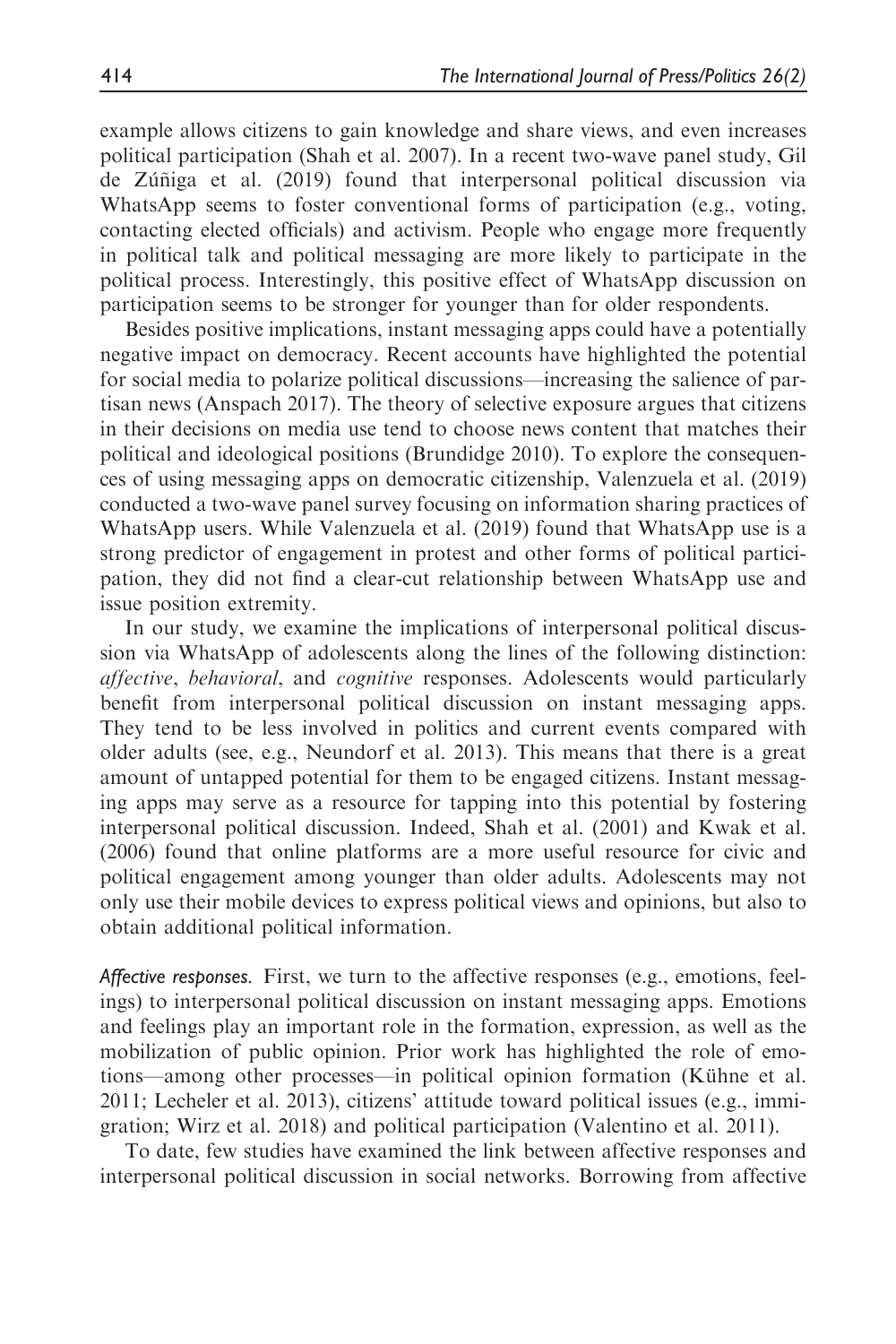example allows citizens to gain knowledge and share views, and even increases political participation (Shah et al. 2007). In a recent two-wave panel study, Gil de Zúñiga et al. (2019) found that interpersonal political discussion via WhatsApp seems to foster conventional forms of participation (e.g., voting, contacting elected officials) and activism. People who engage more frequently in political talk and political messaging are more likely to participate in the political process. Interestingly, this positive effect of WhatsApp discussion on participation seems to be stronger for younger than for older respondents.

Besides positive implications, instant messaging apps could have a potentially negative impact on democracy. Recent accounts have highlighted the potential for social media to polarize political discussions—increasing the salience of partisan news (Anspach 2017). The theory of selective exposure argues that citizens in their decisions on media use tend to choose news content that matches their political and ideological positions (Brundidge 2010). To explore the consequences of using messaging apps on democratic citizenship, Valenzuela et al. (2019) conducted a two-wave panel survey focusing on information sharing practices of WhatsApp users. While Valenzuela et al. (2019) found that WhatsApp use is a strong predictor of engagement in protest and other forms of political participation, they did not find a clear-cut relationship between WhatsApp use and issue position extremity.

In our study, we examine the implications of interpersonal political discussion via WhatsApp of adolescents along the lines of the following distinction: *affective*, *behavioral*, and *cognitive* responses. Adolescents would particularly benefit from interpersonal political discussion on instant messaging apps. They tend to be less involved in politics and current events compared with older adults (see, e.g., Neundorf et al. 2013). This means that there is a great amount of untapped potential for them to be engaged citizens. Instant messaging apps may serve as a resource for tapping into this potential by fostering interpersonal political discussion. Indeed, Shah et al. (2001) and Kwak et al. (2006) found that online platforms are a more useful resource for civic and political engagement among younger than older adults. Adolescents may not only use their mobile devices to express political views and opinions, but also to obtain additional political information.

*Affective responses.* First, we turn to the affective responses (e.g., emotions, feelings) to interpersonal political discussion on instant messaging apps. Emotions and feelings play an important role in the formation, expression, as well as the mobilization of public opinion. Prior work has highlighted the role of emotions—among other processes—in political opinion formation (Kühne et al. 2011; Lecheler et al. 2013), citizens' attitude toward political issues (e.g., immigration; Wirz et al. 2018) and political participation (Valentino et al. 2011).

To date, few studies have examined the link between affective responses and interpersonal political discussion in social networks. Borrowing from affective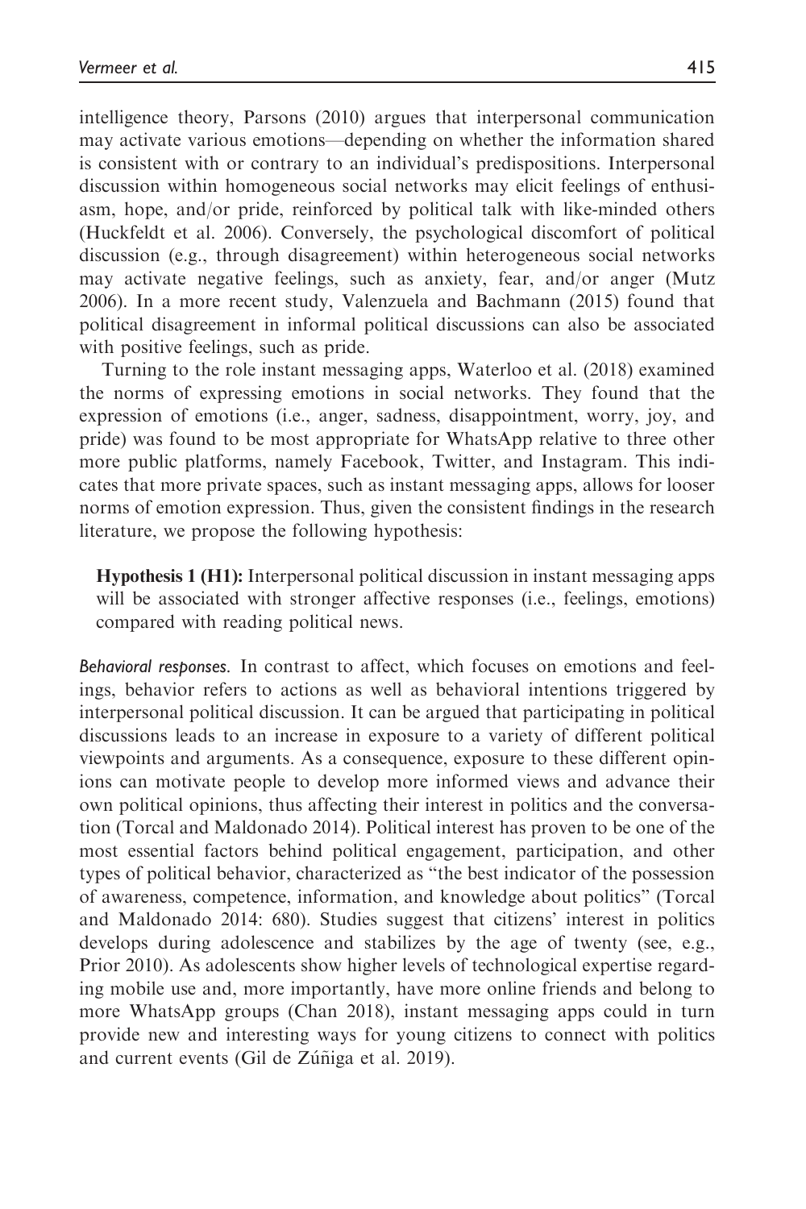intelligence theory, Parsons (2010) argues that interpersonal communication may activate various emotions—depending on whether the information shared is consistent with or contrary to an individual's predispositions. Interpersonal discussion within homogeneous social networks may elicit feelings of enthusiasm, hope, and/or pride, reinforced by political talk with like-minded others (Huckfeldt et al. 2006). Conversely, the psychological discomfort of political discussion (e.g., through disagreement) within heterogeneous social networks may activate negative feelings, such as anxiety, fear, and/or anger (Mutz 2006). In a more recent study, Valenzuela and Bachmann (2015) found that political disagreement in informal political discussions can also be associated with positive feelings, such as pride.

Turning to the role instant messaging apps, Waterloo et al. (2018) examined the norms of expressing emotions in social networks. They found that the expression of emotions (i.e., anger, sadness, disappointment, worry, joy, and pride) was found to be most appropriate for WhatsApp relative to three other more public platforms, namely Facebook, Twitter, and Instagram. This indicates that more private spaces, such as instant messaging apps, allows for looser norms of emotion expression. Thus, given the consistent findings in the research literature, we propose the following hypothesis:

> **Hypothesis 1 (H1):** Interpersonal political discussion in instant messaging apps will be associated with stronger affective responses (i.e., feelings, emotions) compared with reading political news.

*Behavioral responses.* In contrast to affect, which focuses on emotions and feelings, behavior refers to actions as well as behavioral intentions triggered by interpersonal political discussion. It can be argued that participating in political discussions leads to an increase in exposure to a variety of different political viewpoints and arguments. As a consequence, exposure to these different opinions can motivate people to develop more informed views and advance their own political opinions, thus affecting their interest in politics and the conversation (Torcal and Maldonado 2014). Political interest has proven to be one of the most essential factors behind political engagement, participation, and other types of political behavior, characterized as "the best indicator of the possession of awareness, competence, information, and knowledge about politics" (Torcal and Maldonado 2014: 680). Studies suggest that citizens' interest in politics develops during adolescence and stabilizes by the age of twenty (see, e.g., Prior 2010). As adolescents show higher levels of technological expertise regarding mobile use and, more importantly, have more online friends and belong to more WhatsApp groups (Chan 2018), instant messaging apps could in turn provide new and interesting ways for young citizens to connect with politics and current events (Gil de Zúñiga et al. 2019).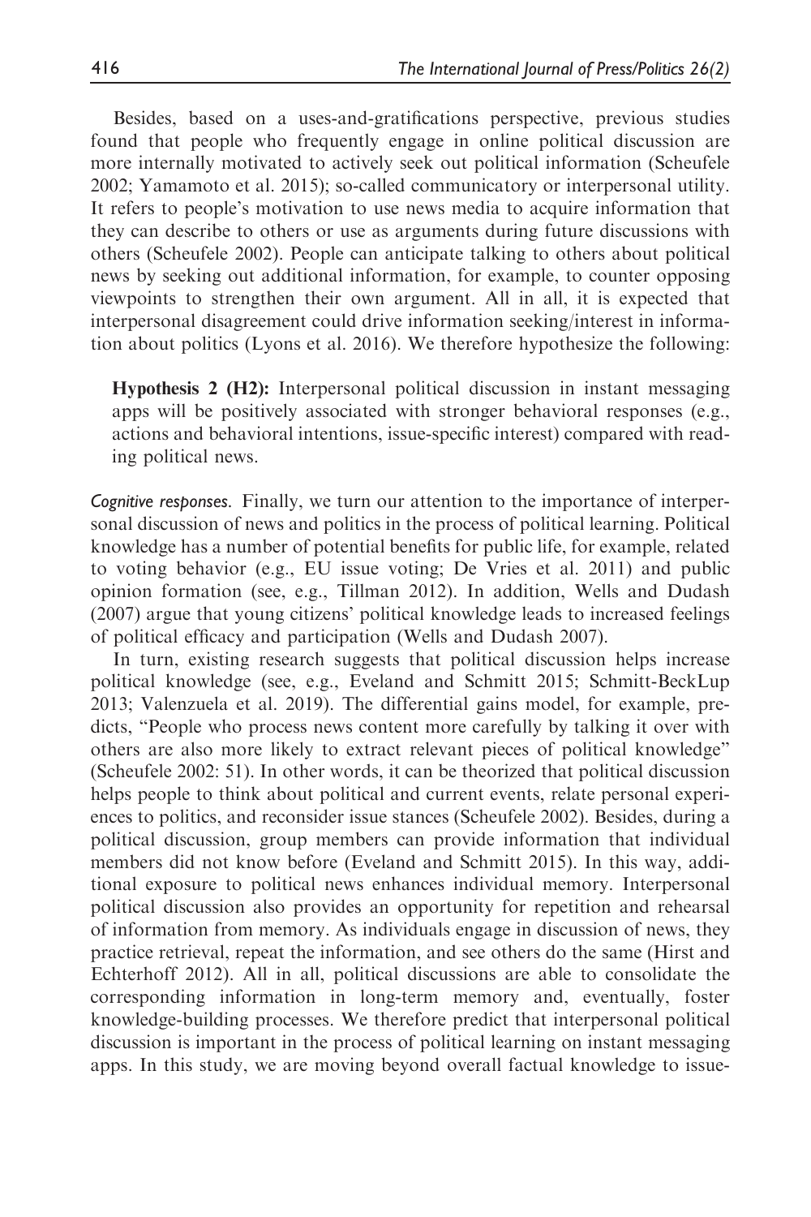Besides, based on a uses-and-gratifications perspective, previous studies found that people who frequently engage in online political discussion are more internally motivated to actively seek out political information (Scheufele 2002; Yamamoto et al. 2015); so-called communicatory or interpersonal utility. It refers to people's motivation to use news media to acquire information that they can describe to others or use as arguments during future discussions with others (Scheufele 2002). People can anticipate talking to others about political news by seeking out additional information, for example, to counter opposing viewpoints to strengthen their own argument. All in all, it is expected that interpersonal disagreement could drive information seeking/interest in information about politics (Lyons et al. 2016). We therefore hypothesize the following:

> **Hypothesis 2 (H2):** Interpersonal political discussion in instant messaging apps will be positively associated with stronger behavioral responses (e.g., actions and behavioral intentions, issue-specific interest) compared with reading political news.

*Cognitive responses.* Finally, we turn our attention to the importance of interpersonal discussion of news and politics in the process of political learning. Political knowledge has a number of potential benefits for public life, for example, related to voting behavior (e.g., EU issue voting; De Vries et al. 2011) and public opinion formation (see, e.g., Tillman 2012). In addition, Wells and Dudash (2007) argue that young citizens' political knowledge leads to increased feelings of political efficacy and participation (Wells and Dudash 2007).

In turn, existing research suggests that political discussion helps increase political knowledge (see, e.g., Eveland and Schmitt 2015; Schmitt-BeckLup 2013; Valenzuela et al. 2019). The differential gains model, for example, predicts, "People who process news content more carefully by talking it over with others are also more likely to extract relevant pieces of political knowledge" (Scheufele 2002: 51). In other words, it can be theorized that political discussion helps people to think about political and current events, relate personal experiences to politics, and reconsider issue stances (Scheufele 2002). Besides, during a political discussion, group members can provide information that individual members did not know before (Eveland and Schmitt 2015). In this way, additional exposure to political news enhances individual memory. Interpersonal political discussion also provides an opportunity for repetition and rehearsal of information from memory. As individuals engage in discussion of news, they practice retrieval, repeat the information, and see others do the same (Hirst and Echterhoff 2012). All in all, political discussions are able to consolidate the corresponding information in long-term memory and, eventually, foster knowledge-building processes. We therefore predict that interpersonal political discussion is important in the process of political learning on instant messaging apps. In this study, we are moving beyond overall factual knowledge to issue-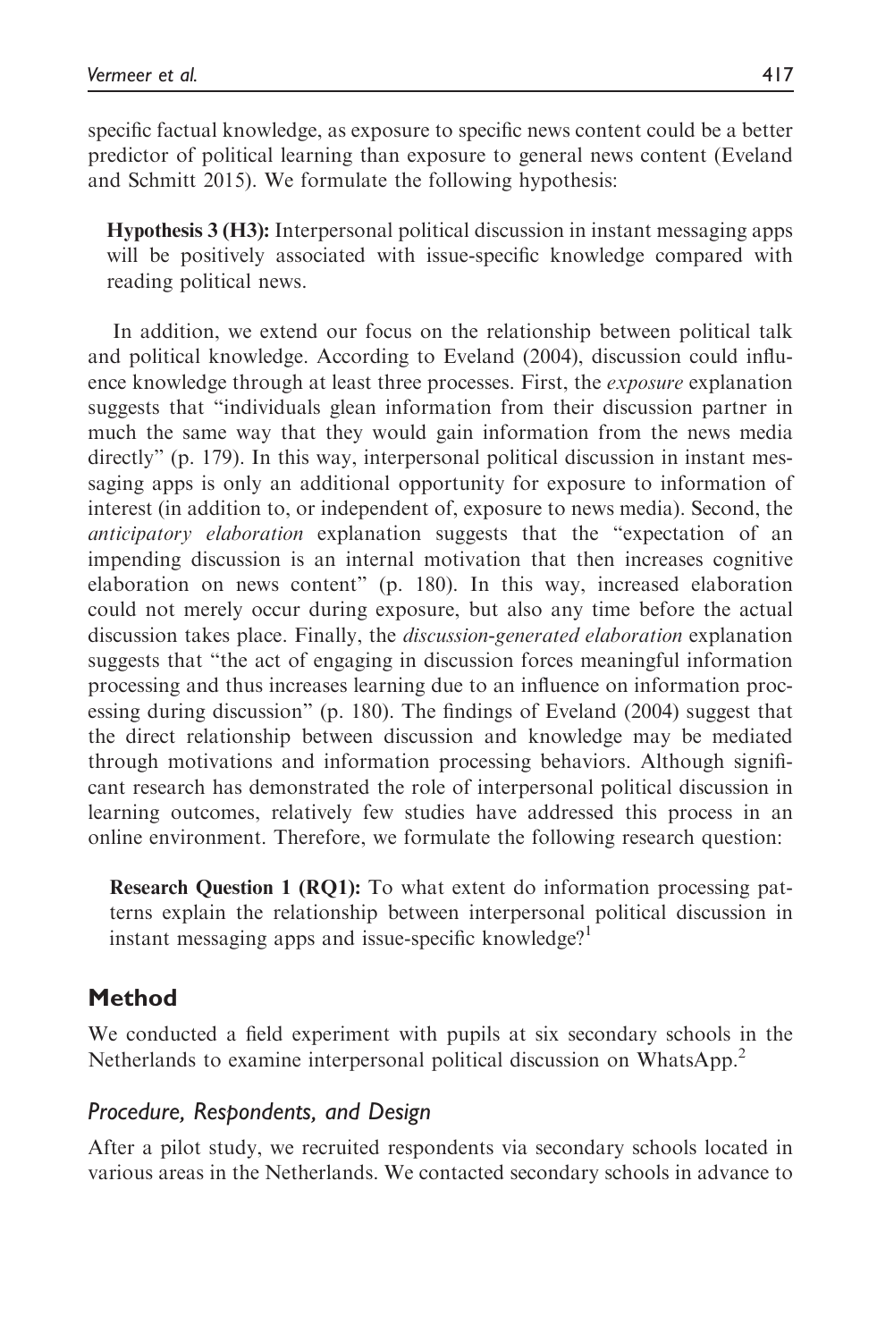specific factual knowledge, as exposure to specific news content could be a better predictor of political learning than exposure to general news content (Eveland and Schmitt 2015). We formulate the following hypothesis:

> **Hypothesis 3 (H3):** Interpersonal political discussion in instant messaging apps will be positively associated with issue-specific knowledge compared with reading political news.

In addition, we extend our focus on the relationship between political talk and political knowledge. According to Eveland (2004), discussion could influence knowledge through at least three processes. First, the *exposure* explanation suggests that "individuals glean information from their discussion partner in much the same way that they would gain information from the news media directly" (p. 179). In this way, interpersonal political discussion in instant messaging apps is only an additional opportunity for exposure to information of interest (in addition to, or independent of, exposure to news media). Second, the *anticipatory elaboration* explanation suggests that the "expectation of an impending discussion is an internal motivation that then increases cognitive elaboration on news content" (p. 180). In this way, increased elaboration could not merely occur during exposure, but also any time before the actual discussion takes place. Finally, the *discussion-generated elaboration* explanation suggests that "the act of engaging in discussion forces meaningful information processing and thus increases learning due to an influence on information processing during discussion" (p. 180). The findings of Eveland (2004) suggest that the direct relationship between discussion and knowledge may be mediated through motivations and information processing behaviors. Although significant research has demonstrated the role of interpersonal political discussion in learning outcomes, relatively few studies have addressed this process in an online environment. Therefore, we formulate the following research question:

> **Research Question 1 (RQ1):** To what extent do information processing patterns explain the relationship between interpersonal political discussion in instant messaging apps and issue-specific knowledge?[1]

## Method

We conducted a field experiment with pupils at six secondary schools in the Netherlands to examine interpersonal political discussion on WhatsApp.[2]

### Procedure, Respondents, and Design

After a pilot study, we recruited respondents via secondary schools located in various areas in the Netherlands. We contacted secondary schools in advance to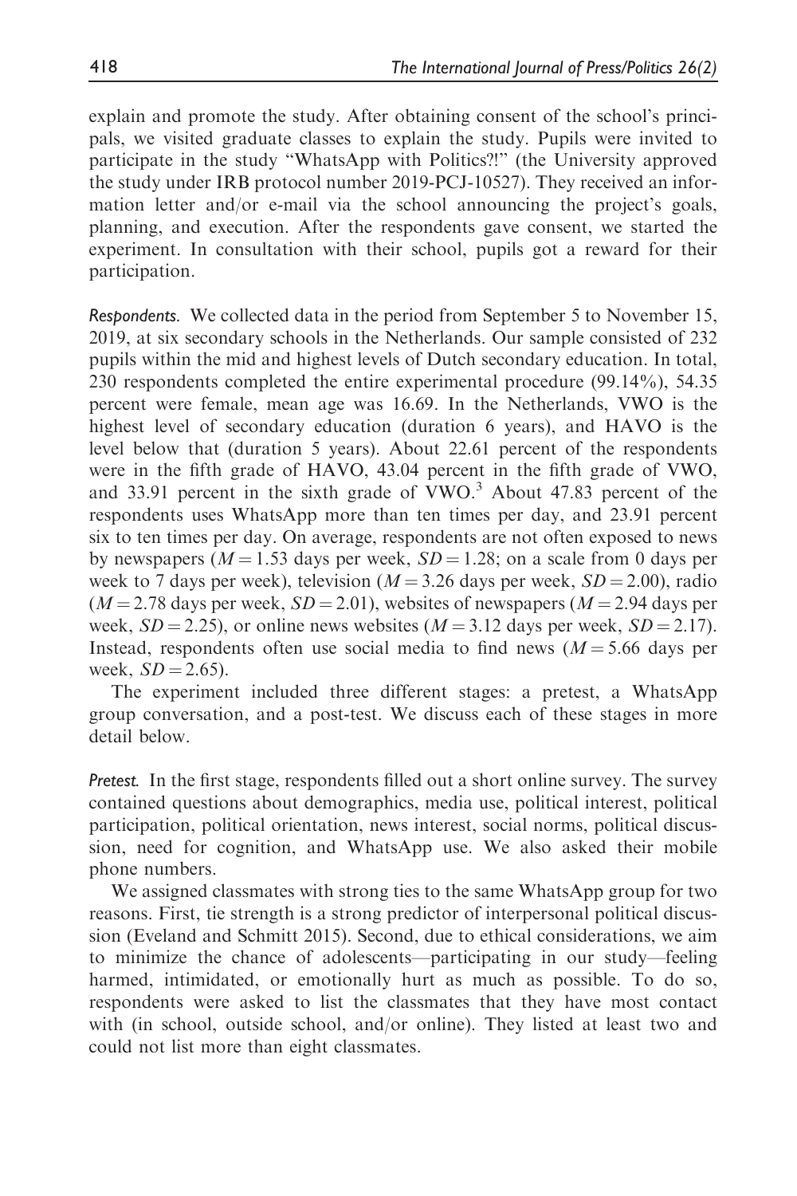explain and promote the study. After obtaining consent of the school's principals, we visited graduate classes to explain the study. Pupils were invited to participate in the study "WhatsApp with Politics?!" (the University approved the study under IRB protocol number 2019-PCJ-10527). They received an information letter and/or e-mail via the school announcing the project's goals, planning, and execution. After the respondents gave consent, we started the experiment. In consultation with their school, pupils got a reward for their participation.

*Respondents.* We collected data in the period from September 5 to November 15, 2019, at six secondary schools in the Netherlands. Our sample consisted of 232 pupils within the mid and highest levels of Dutch secondary education. In total, 230 respondents completed the entire experimental procedure (99.14%), 54.35 percent were female, mean age was 16.69. In the Netherlands, VWO is the highest level of secondary education (duration 6 years), and HAVO is the level below that (duration 5 years). About 22.61 percent of the respondents were in the fifth grade of HAVO, 43.04 percent in the fifth grade of VWO, and 33.91 percent in the sixth grade of VWO.[3] About 47.83 percent of the respondents uses WhatsApp more than ten times per day, and 23.91 percent six to ten times per day. On average, respondents are not often exposed to news by newspapers ($M = 1.53$ days per week, $SD = 1.28$; on a scale from 0 days per week to 7 days per week), television ($M = 3.26$ days per week, $SD = 2.00$), radio ($M = 2.78$ days per week, $SD = 2.01$), websites of newspapers ($M = 2.94$ days per week, $SD = 2.25$), or online news websites ($M = 3.12$ days per week, $SD = 2.17$). Instead, respondents often use social media to find news ($M = 5.66$ days per week, $SD = 2.65$).

The experiment included three different stages: a pretest, a WhatsApp group conversation, and a post-test. We discuss each of these stages in more detail below.

*Pretest.* In the first stage, respondents filled out a short online survey. The survey contained questions about demographics, media use, political interest, political participation, political orientation, news interest, social norms, political discussion, need for cognition, and WhatsApp use. We also asked their mobile phone numbers.

We assigned classmates with strong ties to the same WhatsApp group for two reasons. First, tie strength is a strong predictor of interpersonal political discussion (Eveland and Schmitt 2015). Second, due to ethical considerations, we aim to minimize the chance of adolescents—participating in our study—feeling harmed, intimidated, or emotionally hurt as much as possible. To do so, respondents were asked to list the classmates that they have most contact with (in school, outside school, and/or online). They listed at least two and could not list more than eight classmates.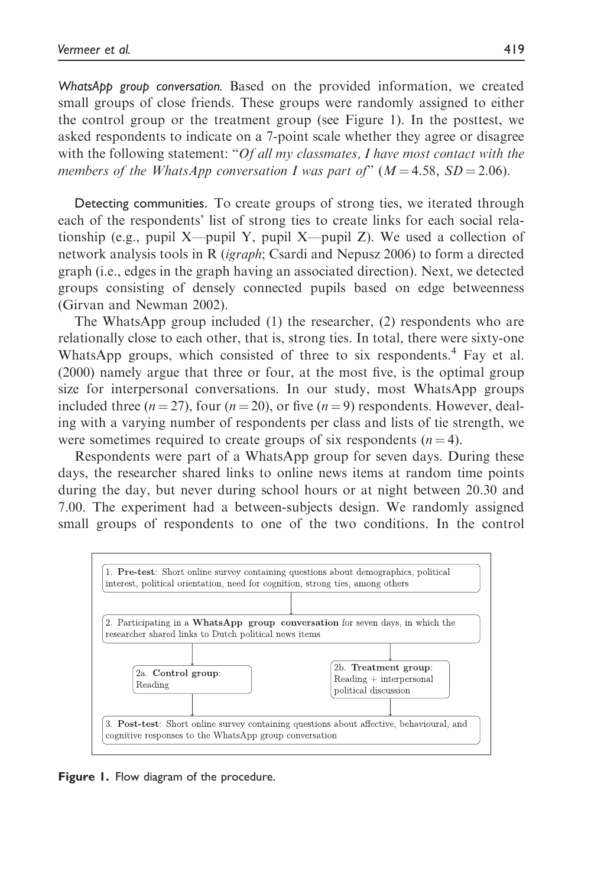*WhatsApp group conversation.* Based on the provided information, we created small groups of close friends. These groups were randomly assigned to either the control group or the treatment group (see Figure 1). In the posttest, we asked respondents to indicate on a 7-point scale whether they agree or disagree with the following statement: "*Of all my classmates, I have most contact with the members of the WhatsApp conversation I was part of*" ($M = 4.58$, $SD = 2.06$).

**Detecting communities.** To create groups of strong ties, we iterated through each of the respondents' list of strong ties to create links for each social relationship (e.g., pupil X—pupil Y, pupil X—pupil Z). We used a collection of network analysis tools in R (*igraph*; Csardi and Nepusz 2006) to form a directed graph (i.e., edges in the graph having an associated direction). Next, we detected groups consisting of densely connected pupils based on edge betweenness (Girvan and Newman 2002).

The WhatsApp group included (1) the researcher, (2) respondents who are relationally close to each other, that is, strong ties. In total, there were sixty-one WhatsApp groups, which consisted of three to six respondents.[4] Fay et al. (2000) namely argue that three or four, at the most five, is the optimal group size for interpersonal conversations. In our study, most WhatsApp groups included three ($n = 27$), four ($n = 20$), or five ($n = 9$) respondents. However, dealing with a varying number of respondents per class and lists of tie strength, we were sometimes required to create groups of six respondents ($n = 4$).

Respondents were part of a WhatsApp group for seven days. During these days, the researcher shared links to online news items at random time points during the day, but never during school hours or at night between 20.30 and 7.00. The experiment had a between-subjects design. We randomly assigned small groups of respondents to one of the two conditions. In the control

1. **Pre-test**: Short online survey containing questions about demographics, political interest, political orientation, need for cognition, strong ties, among others

2. Participating in a **WhatsApp group conversation** for seven days, in which the researcher shared links to Dutch political news items

2a. **Control group**: Reading

2b. **Treatment group**: Reading + interpersonal political discussion

3. **Post-test**: Short online survey containing questions about affective, behavioural, and cognitive responses to the WhatsApp group conversation

**Figure 1.** Flow diagram of the procedure.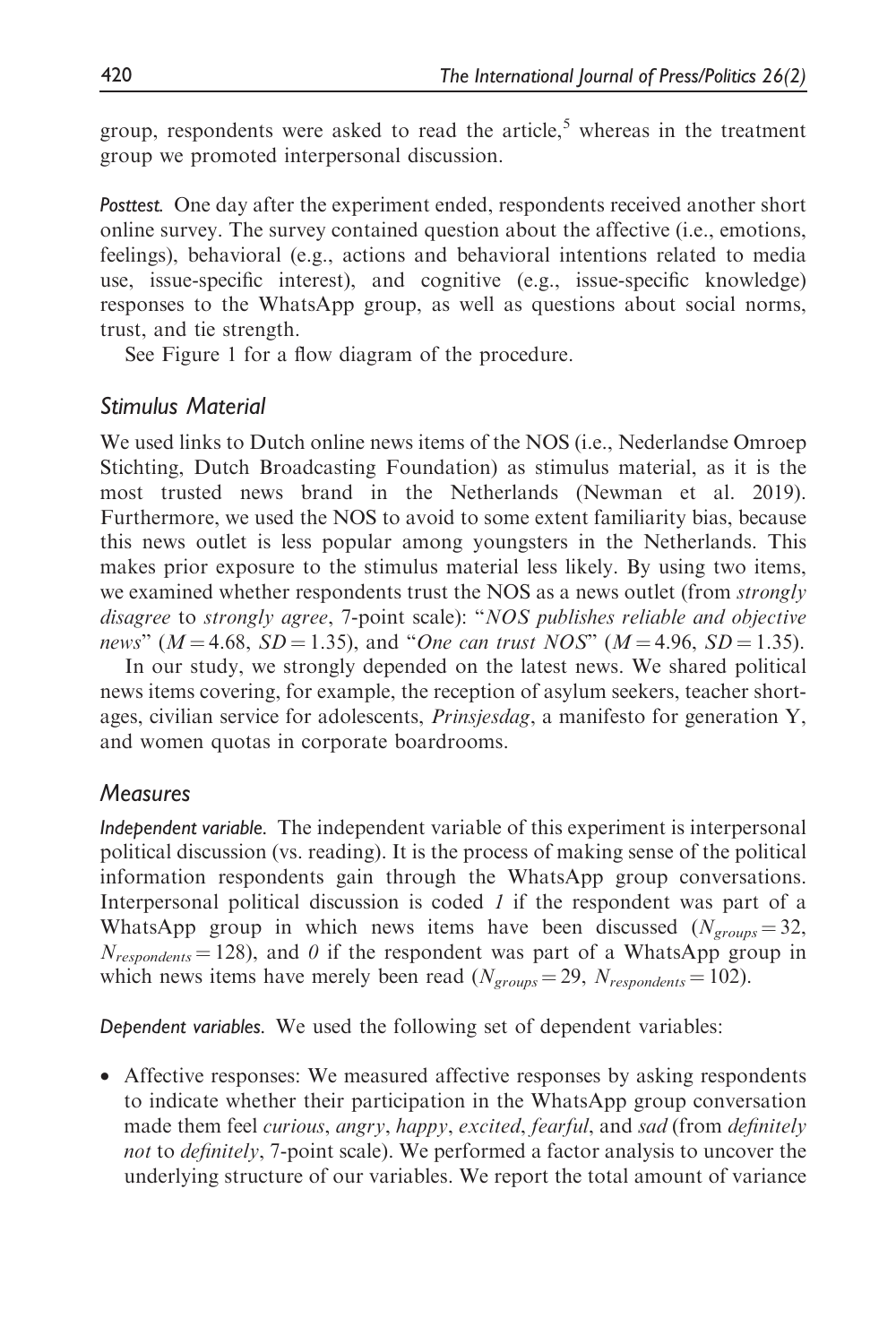group, respondents were asked to read the article,[5] whereas in the treatment group we promoted interpersonal discussion.

*Posttest.* One day after the experiment ended, respondents received another short online survey. The survey contained question about the affective (i.e., emotions, feelings), behavioral (e.g., actions and behavioral intentions related to media use, issue-specific interest), and cognitive (e.g., issue-specific knowledge) responses to the WhatsApp group, as well as questions about social norms, trust, and tie strength.

See Figure 1 for a flow diagram of the procedure.

## Stimulus Material

We used links to Dutch online news items of the NOS (i.e., Nederlandse Omroep Stichting, Dutch Broadcasting Foundation) as stimulus material, as it is the most trusted news brand in the Netherlands (Newman et al. 2019). Furthermore, we used the NOS to avoid to some extent familiarity bias, because this news outlet is less popular among youngsters in the Netherlands. This makes prior exposure to the stimulus material less likely. By using two items, we examined whether respondents trust the NOS as a news outlet (from *strongly disagree* to *strongly agree*, 7-point scale): "*NOS publishes reliable and objective news*" ($M = 4.68$, $SD = 1.35$), and "*One can trust NOS*" ($M = 4.96$, $SD = 1.35$).

In our study, we strongly depended on the latest news. We shared political news items covering, for example, the reception of asylum seekers, teacher shortages, civilian service for adolescents, *Prinsjesdag*, a manifesto for generation Y, and women quotas in corporate boardrooms.

## Measures

*Independent variable.* The independent variable of this experiment is interpersonal political discussion (vs. reading). It is the process of making sense of the political information respondents gain through the WhatsApp group conversations. Interpersonal political discussion is coded *1* if the respondent was part of a WhatsApp group in which news items have been discussed ($N_{groups} = 32$, $N_{respondents} = 128$), and *0* if the respondent was part of a WhatsApp group in which news items have merely been read ($N_{groups} = 29$, $N_{respondents} = 102$).

*Dependent variables.* We used the following set of dependent variables:

- Affective responses: We measured affective responses by asking respondents to indicate whether their participation in the WhatsApp group conversation made them feel *curious*, *angry*, *happy*, *excited*, *fearful*, and *sad* (from *definitely not* to *definitely*, 7-point scale). We performed a factor analysis to uncover the underlying structure of our variables. We report the total amount of variance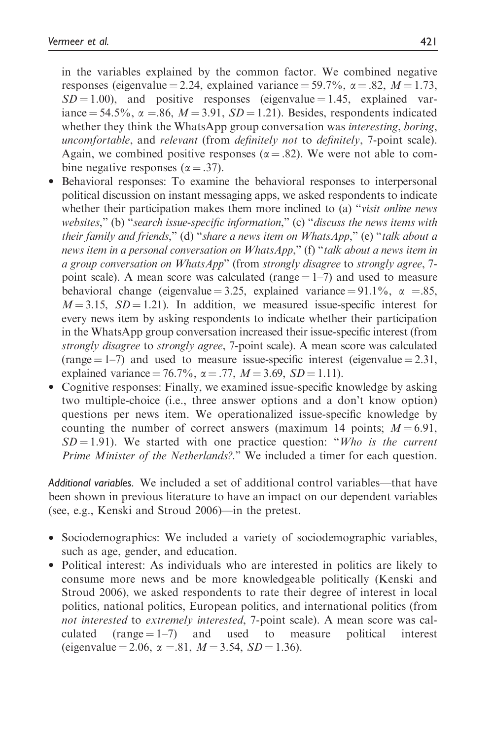in the variables explained by the common factor. We combined negative responses (eigenvalue = 2.24, explained variance = 59.7%, $\alpha = .82$, $M = 1.73$, $SD = 1.00$), and positive responses (eigenvalue = 1.45, explained variance = 54.5%, $\alpha = .86$, $M = 3.91$, $SD = 1.21$). Besides, respondents indicated whether they think the WhatsApp group conversation was *interesting*, *boring*, *uncomfortable*, and *relevant* (from *definitely not* to *definitely*, 7-point scale). Again, we combined positive responses ($\alpha = .82$). We were not able to combine negative responses ($\alpha = .37$).

- Behavioral responses: To examine the behavioral responses to interpersonal political discussion on instant messaging apps, we asked respondents to indicate whether their participation makes them more inclined to (a) "*visit online news websites*," (b) "*search issue-specific information*," (c) "*discuss the news items with their family and friends*," (d) "*share a news item on WhatsApp*," (e) "*talk about a news item in a personal conversation on WhatsApp*," (f) "*talk about a news item in a group conversation on WhatsApp*" (from *strongly disagree* to *strongly agree*, 7-point scale). A mean score was calculated (range = 1–7) and used to measure behavioral change (eigenvalue = 3.25, explained variance = 91.1%, $\alpha = .85$, $M = 3.15$, $SD = 1.21$). In addition, we measured issue-specific interest for every news item by asking respondents to indicate whether their participation in the WhatsApp group conversation increased their issue-specific interest (from *strongly disagree* to *strongly agree*, 7-point scale). A mean score was calculated (range = 1–7) and used to measure issue-specific interest (eigenvalue = 2.31, explained variance = 76.7%, $\alpha = .77$, $M = 3.69$, $SD = 1.11$).
- Cognitive responses: Finally, we examined issue-specific knowledge by asking two multiple-choice (i.e., three answer options and a don't know option) questions per news item. We operationalized issue-specific knowledge by counting the number of correct answers (maximum 14 points; $M = 6.91$, $SD = 1.91$). We started with one practice question: "*Who is the current Prime Minister of the Netherlands?*." We included a timer for each question.

*Additional variables.* We included a set of additional control variables—that have been shown in previous literature to have an impact on our dependent variables (see, e.g., Kenski and Stroud 2006)—in the pretest.

- Sociodemographics: We included a variety of sociodemographic variables, such as age, gender, and education.
- Political interest: As individuals who are interested in politics are likely to consume more news and be more knowledgeable politically (Kenski and Stroud 2006), we asked respondents to rate their degree of interest in local politics, national politics, European politics, and international politics (from *not interested* to *extremely interested*, 7-point scale). A mean score was calculated (range = 1–7) and used to measure political interest (eigenvalue = 2.06, $\alpha = .81$, $M = 3.54$, $SD = 1.36$).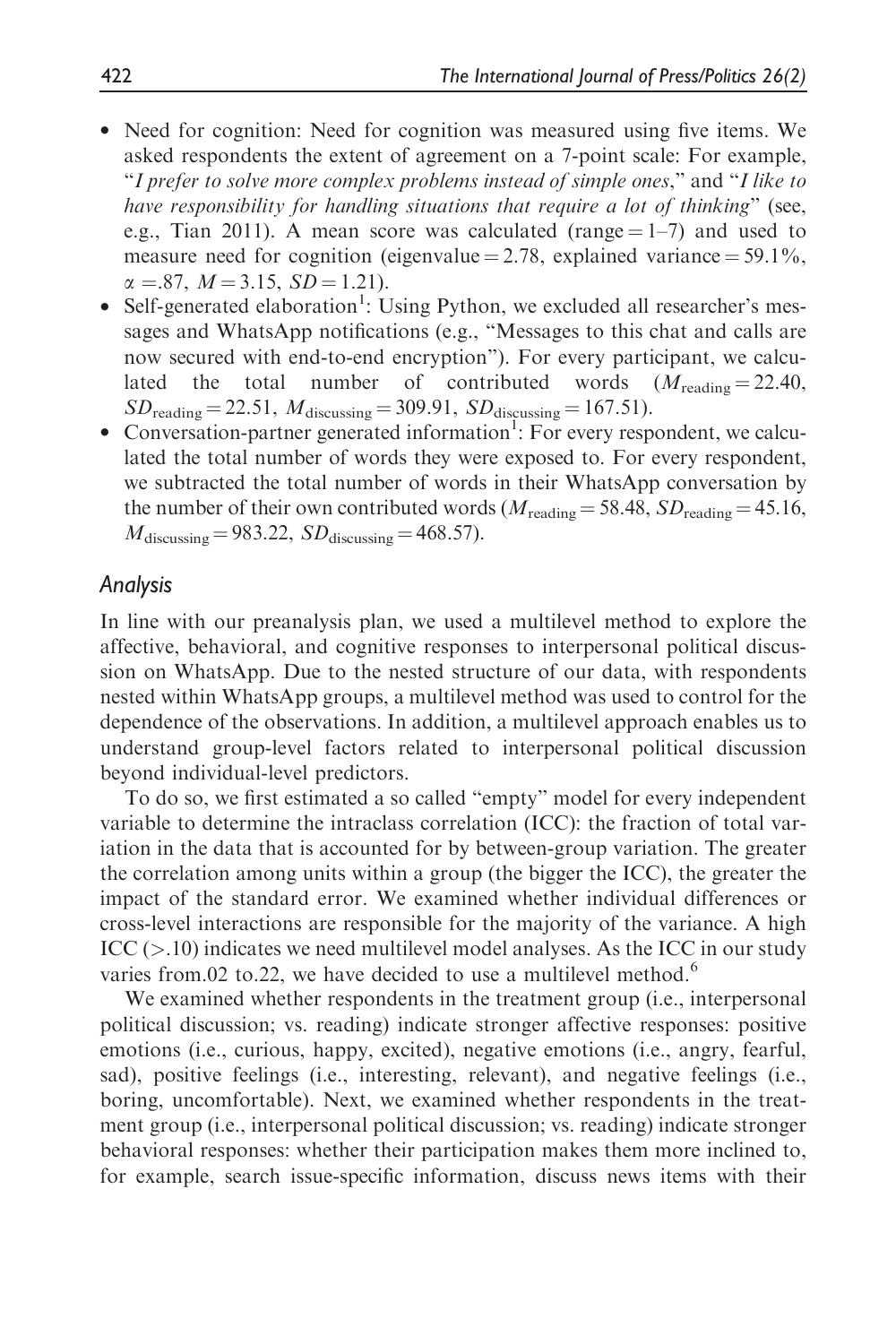- Need for cognition: Need for cognition was measured using five items. We asked respondents the extent of agreement on a 7-point scale: For example, "*I prefer to solve more complex problems instead of simple ones*," and "*I like to have responsibility for handling situations that require a lot of thinking*" (see, e.g., Tian 2011). A mean score was calculated (range = 1–7) and used to measure need for cognition (eigenvalue = 2.78, explained variance = 59.1%, $\alpha$ = .87, $M = 3.15$, $SD = 1.21$).
- Self-generated elaboration[1]: Using Python, we excluded all researcher's messages and WhatsApp notifications (e.g., "Messages to this chat and calls are now secured with end-to-end encryption"). For every participant, we calculated the total number of contributed words ($M_{\text{reading}} = 22.40$, $SD_{\text{reading}} = 22.51$, $M_{\text{discussing}} = 309.91$, $SD_{\text{discussing}} = 167.51$).
- Conversation-partner generated information[1]: For every respondent, we calculated the total number of words they were exposed to. For every respondent, we subtracted the total number of words in their WhatsApp conversation by the number of their own contributed words ($M_{\text{reading}} = 58.48$, $SD_{\text{reading}} = 45.16$, $M_{\text{discussing}} = 983.22$, $SD_{\text{discussing}} = 468.57$).

### *Analysis*

In line with our preanalysis plan, we used a multilevel method to explore the affective, behavioral, and cognitive responses to interpersonal political discussion on WhatsApp. Due to the nested structure of our data, with respondents nested within WhatsApp groups, a multilevel method was used to control for the dependence of the observations. In addition, a multilevel approach enables us to understand group-level factors related to interpersonal political discussion beyond individual-level predictors.

To do so, we first estimated a so called "empty" model for every independent variable to determine the intraclass correlation (ICC): the fraction of total variation in the data that is accounted for by between-group variation. The greater the correlation among units within a group (the bigger the ICC), the greater the impact of the standard error. We examined whether individual differences or cross-level interactions are responsible for the majority of the variance. A high ICC (>.10) indicates we need multilevel model analyses. As the ICC in our study varies from.02 to.22, we have decided to use a multilevel method.[6]

We examined whether respondents in the treatment group (i.e., interpersonal political discussion; vs. reading) indicate stronger affective responses: positive emotions (i.e., curious, happy, excited), negative emotions (i.e., angry, fearful, sad), positive feelings (i.e., interesting, relevant), and negative feelings (i.e., boring, uncomfortable). Next, we examined whether respondents in the treatment group (i.e., interpersonal political discussion; vs. reading) indicate stronger behavioral responses: whether their participation makes them more inclined to, for example, search issue-specific information, discuss news items with their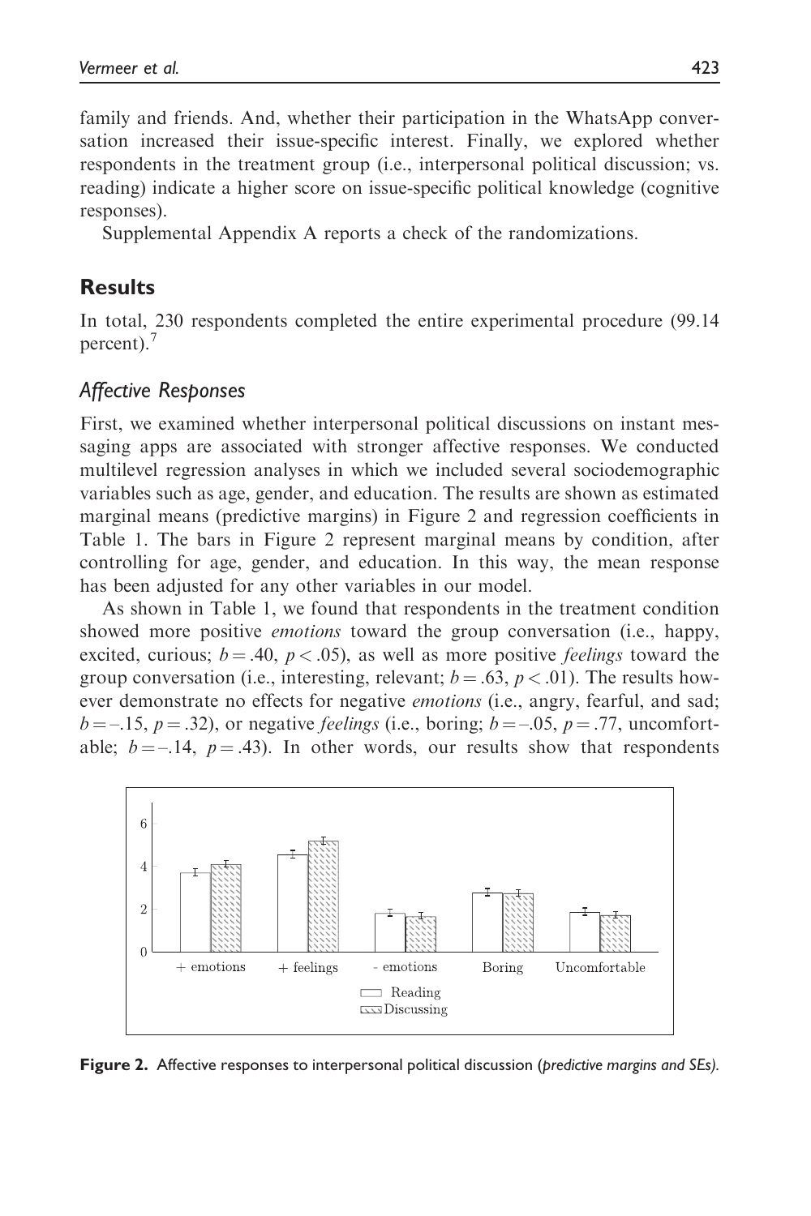family and friends. And, whether their participation in the WhatsApp conversation increased their issue-specific interest. Finally, we explored whether respondents in the treatment group (i.e., interpersonal political discussion; vs. reading) indicate a higher score on issue-specific political knowledge (cognitive responses).

Supplemental Appendix A reports a check of the randomizations.

## Results

In total, 230 respondents completed the entire experimental procedure (99.14 percent).[7]

### Affective Responses

First, we examined whether interpersonal political discussions on instant messaging apps are associated with stronger affective responses. We conducted multilevel regression analyses in which we included several sociodemographic variables such as age, gender, and education. The results are shown as estimated marginal means (predictive margins) in Figure 2 and regression coefficients in Table 1. The bars in Figure 2 represent marginal means by condition, after controlling for age, gender, and education. In this way, the mean response has been adjusted for any other variables in our model.

As shown in Table 1, we found that respondents in the treatment condition showed more positive *emotions* toward the group conversation (i.e., happy, excited, curious; $b = .40$, $p < .05$), as well as more positive *feelings* toward the group conversation (i.e., interesting, relevant; $b = .63$, $p < .01$). The results however demonstrate no effects for negative *emotions* (i.e., angry, fearful, and sad; $b = -.15$, $p = .32$), or negative *feelings* (i.e., boring; $b = -.05$, $p = .77$, uncomfortable; $b = -.14$, $p = .43$). In other words, our results show that respondents

**Figure 2.** Affective responses to interpersonal political discussion (*predictive margins and SEs*).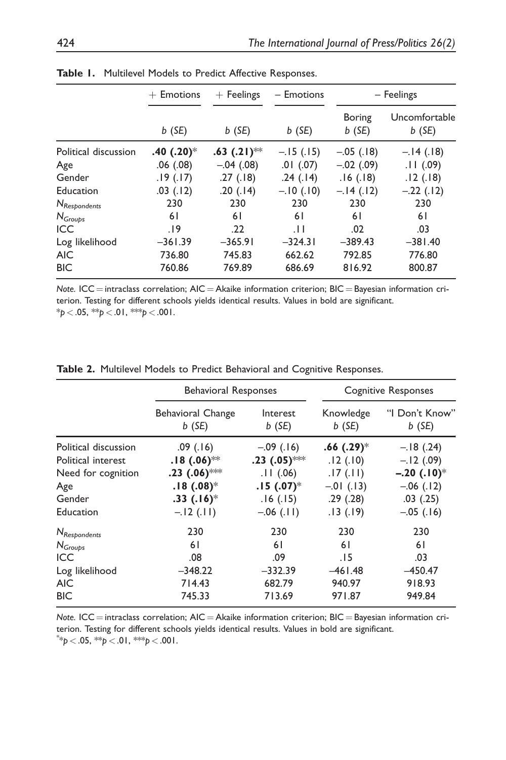**Table 1.** Multilevel Models to Predict Affective Responses.

| | + Emotions | + Feelings | − Emotions | − Feelings | |
|---|---|---|---|---|---|
| | | | | Boring | Uncomfortable |
| | *b* (*SE*) | *b* (*SE*) | *b* (*SE*) | *b* (*SE*) | *b* (*SE*) |
| Political discussion | **.40 (.20)*** | **.63 (.21)**** | −.15 (.15) | −.05 (.18) | −.14 (.18) |
| Age | .06 (.08) | −.04 (.08) | .01 (.07) | −.02 (.09) | .11 (.09) |
| Gender | .19 (.17) | .27 (.18) | .24 (.14) | .16 (.18) | .12 (.18) |
| Education | .03 (.12) | .20 (.14) | −.10 (.10) | −.14 (.12) | −.22 (.12) |
| $N_{Respondents}$ | 230 | 230 | 230 | 230 | 230 |
| $N_{Groups}$ | 61 | 61 | 61 | 61 | 61 |
| ICC | .19 | .22 | .11 | .02 | .03 |
| Log likelihood | −361.39 | −365.91 | −324.31 | −389.43 | −381.40 |
| AIC | 736.80 | 745.83 | 662.62 | 792.85 | 776.80 |
| BIC | 760.86 | 769.89 | 686.69 | 816.92 | 800.87 |

*Note.* ICC = intraclass correlation; AIC = Akaike information criterion; BIC = Bayesian information criterion. Testing for different schools yields identical results. Values in bold are significant.
*$p < .05$, **$p < .01$, ***$p < .001$.

**Table 2.** Multilevel Models to Predict Behavioral and Cognitive Responses.

| | Behavioral Responses | | Cognitive Responses | |
|---|---|---|---|---|
| | Behavioral Change *b* (*SE*) | Interest *b* (*SE*) | Knowledge *b* (*SE*) | "I Don't Know" *b* (*SE*) |
| Political discussion | .09 (.16) | −.09 (.16) | **.66 (.29)*** | −.18 (.24) |
| Political interest | **.18 (.06)**** | **.23 (.05)***** | .12 (.10) | −.12 (.09) |
| Need for cognition | **.23 (.06)***** | .11 (.06) | .17 (.11) | **−.20 (.10)*** |
| Age | **.18 (.08)*** | **.15 (.07)*** | −.01 (.13) | −.06 (.12) |
| Gender | **.33 (.16)*** | .16 (.15) | .29 (.28) | .03 (.25) |
| Education | −.12 (.11) | −.06 (.11) | .13 (.19) | −.05 (.16) |
| $N_{Respondents}$ | 230 | 230 | 230 | 230 |
| $N_{Groups}$ | 61 | 61 | 61 | 61 |
| ICC | .08 | .09 | .15 | .03 |
| Log likelihood | −348.22 | −332.39 | −461.48 | −450.47 |
| AIC | 714.43 | 682.79 | 940.97 | 918.93 |
| BIC | 745.33 | 713.69 | 971.87 | 949.84 |

*Note.* ICC = intraclass correlation; AIC = Akaike information criterion; BIC = Bayesian information criterion. Testing for different schools yields identical results. Values in bold are significant.
*$p < .05$, **$p < .01$, ***$p < .001$.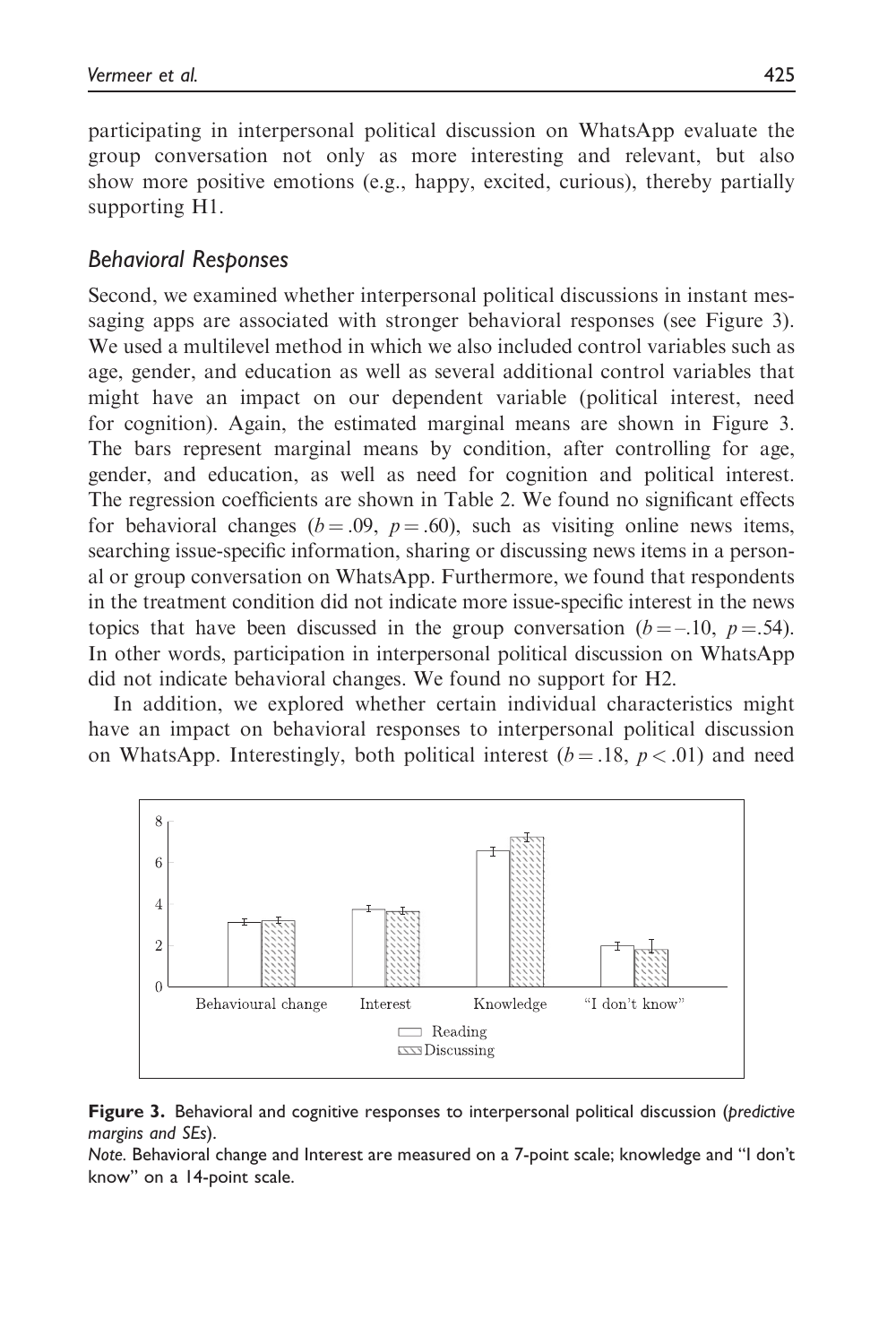participating in interpersonal political discussion on WhatsApp evaluate the group conversation not only as more interesting and relevant, but also show more positive emotions (e.g., happy, excited, curious), thereby partially supporting H1.

## *Behavioral Responses*

Second, we examined whether interpersonal political discussions in instant messaging apps are associated with stronger behavioral responses (see Figure 3). We used a multilevel method in which we also included control variables such as age, gender, and education as well as several additional control variables that might have an impact on our dependent variable (political interest, need for cognition). Again, the estimated marginal means are shown in Figure 3. The bars represent marginal means by condition, after controlling for age, gender, and education, as well as need for cognition and political interest. The regression coefficients are shown in Table 2. We found no significant effects for behavioral changes ($b = .09$, $p = .60$), such as visiting online news items, searching issue-specific information, sharing or discussing news items in a personal or group conversation on WhatsApp. Furthermore, we found that respondents in the treatment condition did not indicate more issue-specific interest in the news topics that have been discussed in the group conversation ($b = -.10$, $p = .54$). In other words, participation in interpersonal political discussion on WhatsApp did not indicate behavioral changes. We found no support for H2.

In addition, we explored whether certain individual characteristics might have an impact on behavioral responses to interpersonal political discussion on WhatsApp. Interestingly, both political interest ($b = .18$, $p < .01$) and need

**Figure 3.** Behavioral and cognitive responses to interpersonal political discussion (*predictive margins and SEs*).

*Note.* Behavioral change and Interest are measured on a 7-point scale; knowledge and "I don't know" on a 14-point scale.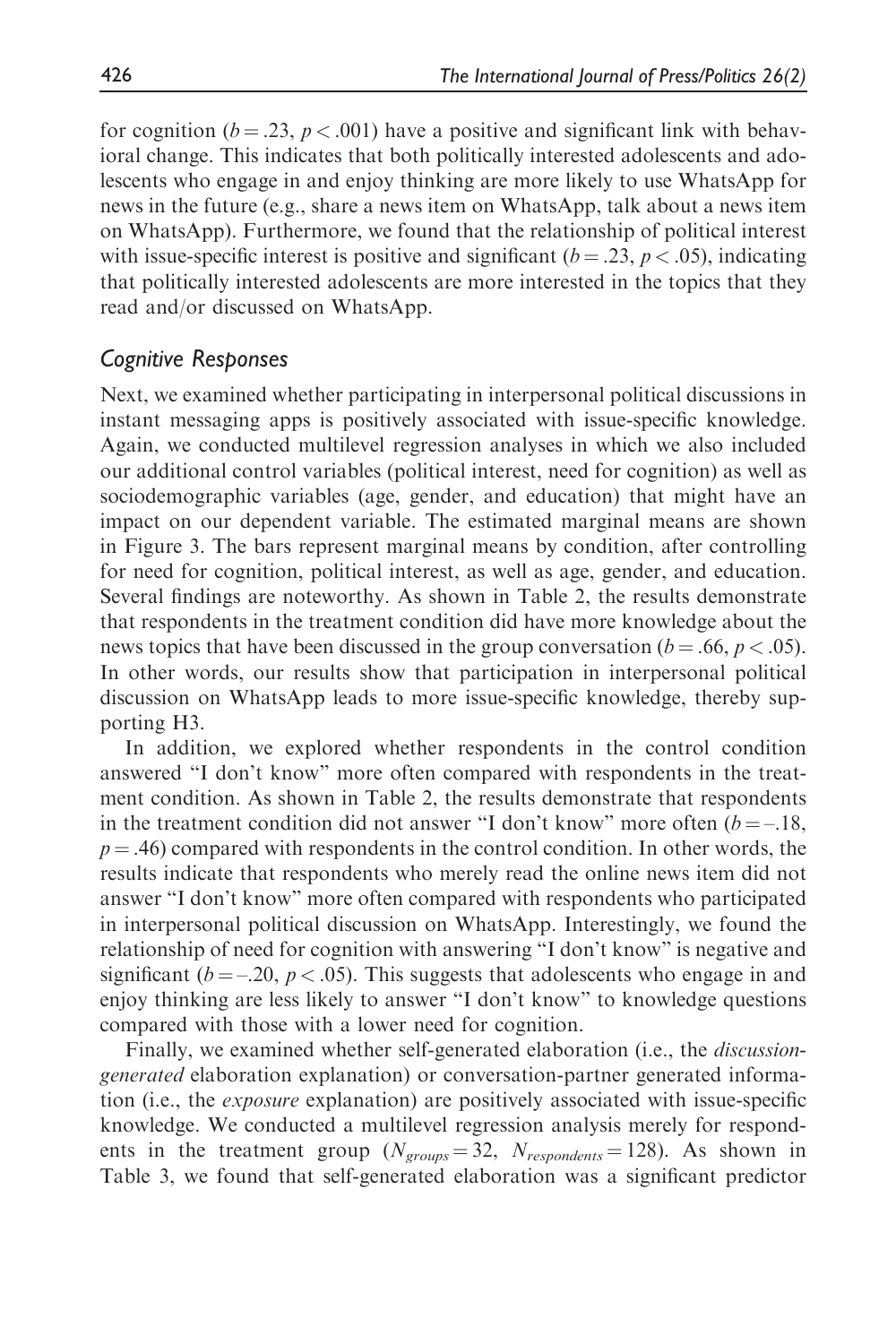for cognition ($b = .23$, $p < .001$) have a positive and significant link with behavioral change. This indicates that both politically interested adolescents and adolescents who engage in and enjoy thinking are more likely to use WhatsApp for news in the future (e.g., share a news item on WhatsApp, talk about a news item on WhatsApp). Furthermore, we found that the relationship of political interest with issue-specific interest is positive and significant ($b = .23$, $p < .05$), indicating that politically interested adolescents are more interested in the topics that they read and/or discussed on WhatsApp.

### *Cognitive Responses*

Next, we examined whether participating in interpersonal political discussions in instant messaging apps is positively associated with issue-specific knowledge. Again, we conducted multilevel regression analyses in which we also included our additional control variables (political interest, need for cognition) as well as sociodemographic variables (age, gender, and education) that might have an impact on our dependent variable. The estimated marginal means are shown in Figure 3. The bars represent marginal means by condition, after controlling for need for cognition, political interest, as well as age, gender, and education. Several findings are noteworthy. As shown in Table 2, the results demonstrate that respondents in the treatment condition did have more knowledge about the news topics that have been discussed in the group conversation ($b = .66$, $p < .05$). In other words, our results show that participation in interpersonal political discussion on WhatsApp leads to more issue-specific knowledge, thereby supporting H3.

In addition, we explored whether respondents in the control condition answered "I don't know" more often compared with respondents in the treatment condition. As shown in Table 2, the results demonstrate that respondents in the treatment condition did not answer "I don't know" more often ($b = -.18$, $p = .46$) compared with respondents in the control condition. In other words, the results indicate that respondents who merely read the online news item did not answer "I don't know" more often compared with respondents who participated in interpersonal political discussion on WhatsApp. Interestingly, we found the relationship of need for cognition with answering "I don't know" is negative and significant ($b = -.20$, $p < .05$). This suggests that adolescents who engage in and enjoy thinking are less likely to answer "I don't know" to knowledge questions compared with those with a lower need for cognition.

Finally, we examined whether self-generated elaboration (i.e., the *discussion-generated* elaboration explanation) or conversation-partner generated information (i.e., the *exposure* explanation) are positively associated with issue-specific knowledge. We conducted a multilevel regression analysis merely for respondents in the treatment group ($N_{groups} = 32$, $N_{respondents} = 128$). As shown in Table 3, we found that self-generated elaboration was a significant predictor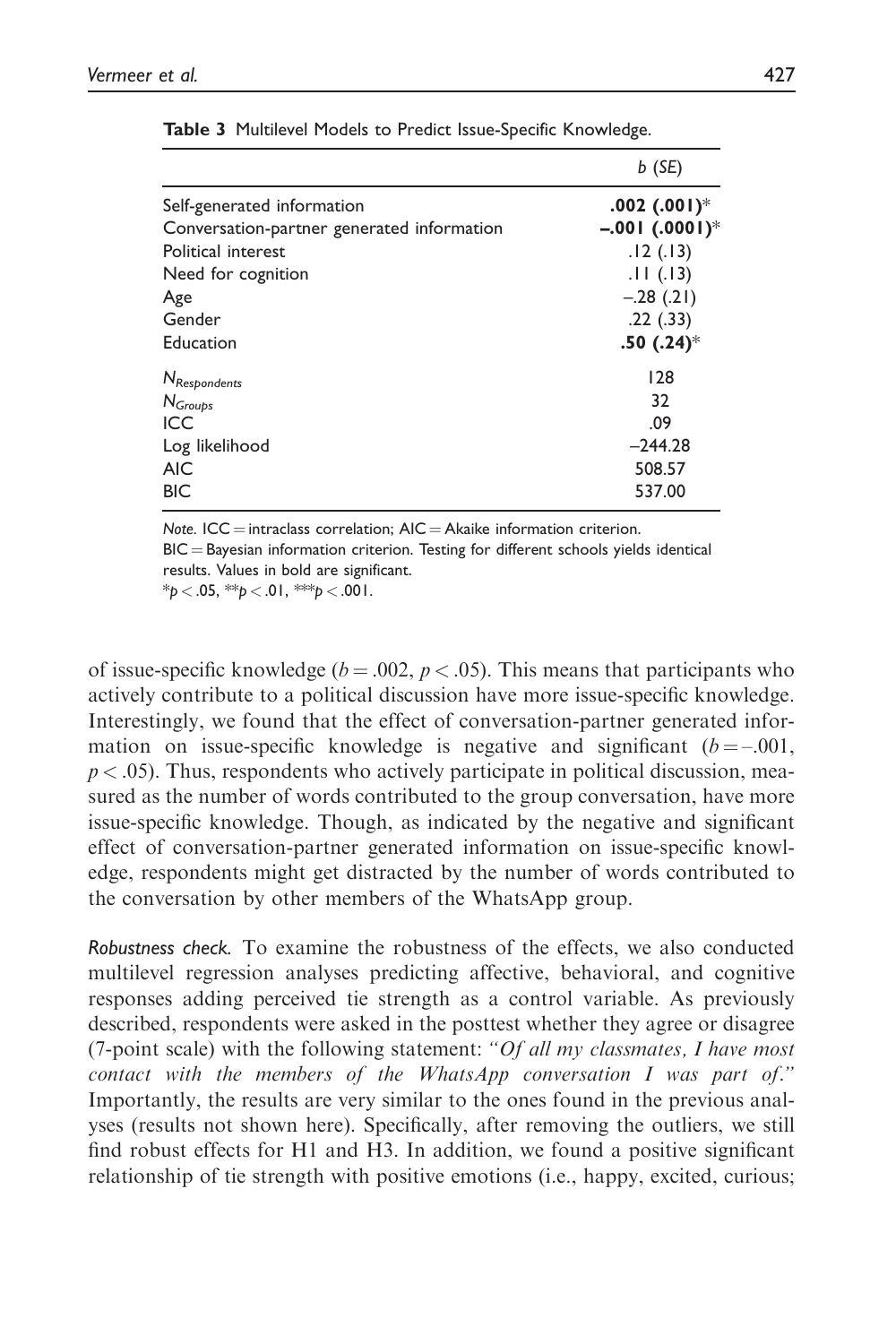**Table 3** Multilevel Models to Predict Issue-Specific Knowledge.

| | b (SE) |
|---|---|
| Self-generated information | **.002 (.001)*** |
| Conversation-partner generated information | **–.001 (.0001)*** |
| Political interest | .12 (.13) |
| Need for cognition | .11 (.13) |
| Age | –.28 (.21) |
| Gender | .22 (.33) |
| Education | **.50 (.24)*** |
| $N_{Respondents}$ | 128 |
| $N_{Groups}$ | 32 |
| ICC | .09 |
| Log likelihood | –244.28 |
| AIC | 508.57 |
| BIC | 537.00 |

*Note.* ICC = intraclass correlation; AIC = Akaike information criterion. BIC = Bayesian information criterion. Testing for different schools yields identical results. Values in bold are significant.
*$p < .05$, **$p < .01$, ***$p < .001$.

of issue-specific knowledge ($b = .002$, $p < .05$). This means that participants who actively contribute to a political discussion have more issue-specific knowledge. Interestingly, we found that the effect of conversation-partner generated information on issue-specific knowledge is negative and significant ($b = -.001$, $p < .05$). Thus, respondents who actively participate in political discussion, measured as the number of words contributed to the group conversation, have more issue-specific knowledge. Though, as indicated by the negative and significant effect of conversation-partner generated information on issue-specific knowledge, respondents might get distracted by the number of words contributed to the conversation by other members of the WhatsApp group.

*Robustness check.* To examine the robustness of the effects, we also conducted multilevel regression analyses predicting affective, behavioral, and cognitive responses adding perceived tie strength as a control variable. As previously described, respondents were asked in the posttest whether they agree or disagree (7-point scale) with the following statement: *"Of all my classmates, I have most contact with the members of the WhatsApp conversation I was part of."* Importantly, the results are very similar to the ones found in the previous analyses (results not shown here). Specifically, after removing the outliers, we still find robust effects for H1 and H3. In addition, we found a positive significant relationship of tie strength with positive emotions (i.e., happy, excited, curious;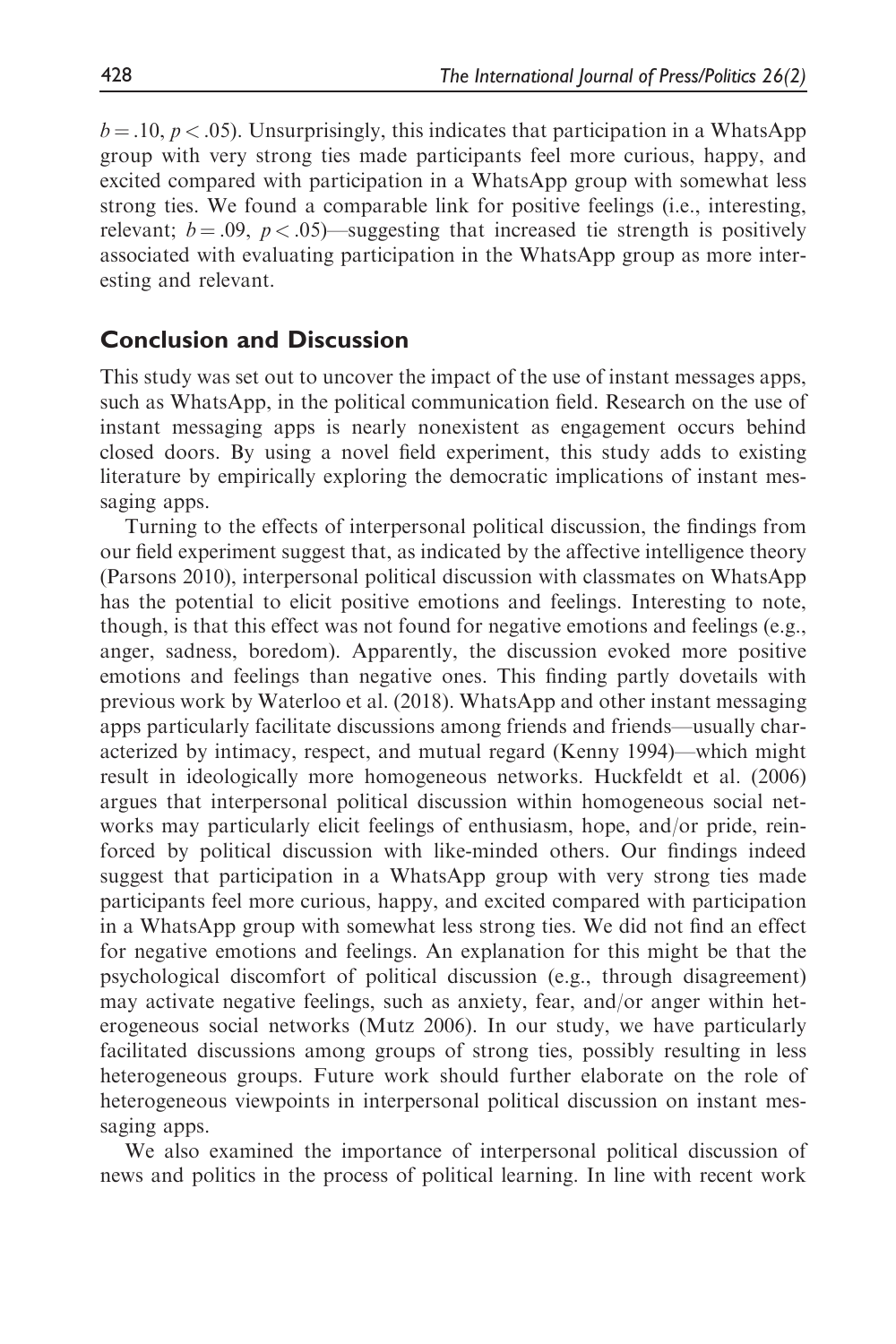$b = .10$, $p < .05$). Unsurprisingly, this indicates that participation in a WhatsApp group with very strong ties made participants feel more curious, happy, and excited compared with participation in a WhatsApp group with somewhat less strong ties. We found a comparable link for positive feelings (i.e., interesting, relevant; $b = .09$, $p < .05$)—suggesting that increased tie strength is positively associated with evaluating participation in the WhatsApp group as more interesting and relevant.

## Conclusion and Discussion

This study was set out to uncover the impact of the use of instant messages apps, such as WhatsApp, in the political communication field. Research on the use of instant messaging apps is nearly nonexistent as engagement occurs behind closed doors. By using a novel field experiment, this study adds to existing literature by empirically exploring the democratic implications of instant messaging apps.

Turning to the effects of interpersonal political discussion, the findings from our field experiment suggest that, as indicated by the affective intelligence theory (Parsons 2010), interpersonal political discussion with classmates on WhatsApp has the potential to elicit positive emotions and feelings. Interesting to note, though, is that this effect was not found for negative emotions and feelings (e.g., anger, sadness, boredom). Apparently, the discussion evoked more positive emotions and feelings than negative ones. This finding partly dovetails with previous work by Waterloo et al. (2018). WhatsApp and other instant messaging apps particularly facilitate discussions among friends and friends—usually characterized by intimacy, respect, and mutual regard (Kenny 1994)—which might result in ideologically more homogeneous networks. Huckfeldt et al. (2006) argues that interpersonal political discussion within homogeneous social networks may particularly elicit feelings of enthusiasm, hope, and/or pride, reinforced by political discussion with like-minded others. Our findings indeed suggest that participation in a WhatsApp group with very strong ties made participants feel more curious, happy, and excited compared with participation in a WhatsApp group with somewhat less strong ties. We did not find an effect for negative emotions and feelings. An explanation for this might be that the psychological discomfort of political discussion (e.g., through disagreement) may activate negative feelings, such as anxiety, fear, and/or anger within heterogeneous social networks (Mutz 2006). In our study, we have particularly facilitated discussions among groups of strong ties, possibly resulting in less heterogeneous groups. Future work should further elaborate on the role of heterogeneous viewpoints in interpersonal political discussion on instant messaging apps.

We also examined the importance of interpersonal political discussion of news and politics in the process of political learning. In line with recent work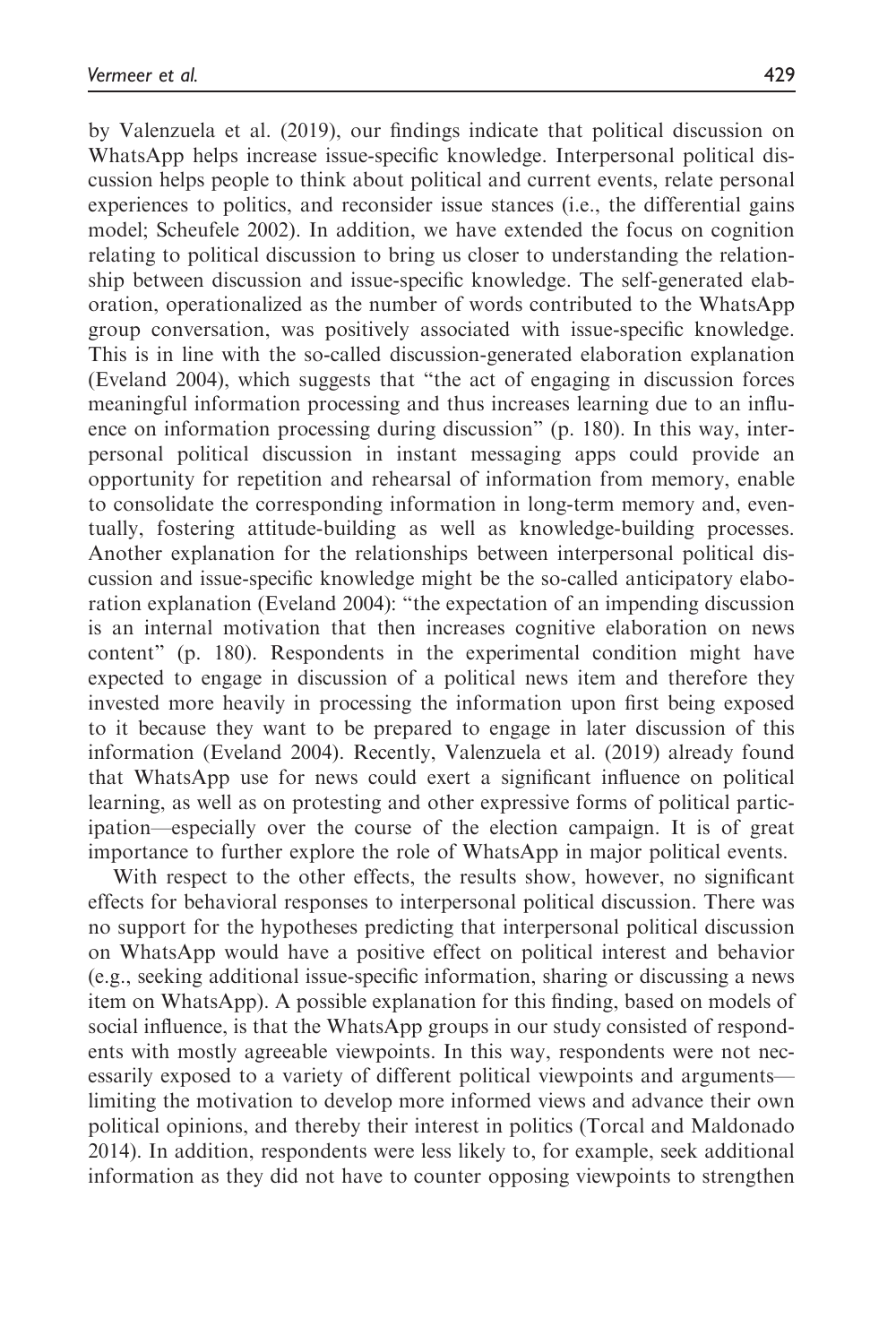by Valenzuela et al. (2019), our findings indicate that political discussion on WhatsApp helps increase issue-specific knowledge. Interpersonal political discussion helps people to think about political and current events, relate personal experiences to politics, and reconsider issue stances (i.e., the differential gains model; Scheufele 2002). In addition, we have extended the focus on cognition relating to political discussion to bring us closer to understanding the relationship between discussion and issue-specific knowledge. The self-generated elaboration, operationalized as the number of words contributed to the WhatsApp group conversation, was positively associated with issue-specific knowledge. This is in line with the so-called discussion-generated elaboration explanation (Eveland 2004), which suggests that "the act of engaging in discussion forces meaningful information processing and thus increases learning due to an influence on information processing during discussion" (p. 180). In this way, interpersonal political discussion in instant messaging apps could provide an opportunity for repetition and rehearsal of information from memory, enable to consolidate the corresponding information in long-term memory and, eventually, fostering attitude-building as well as knowledge-building processes. Another explanation for the relationships between interpersonal political discussion and issue-specific knowledge might be the so-called anticipatory elaboration explanation (Eveland 2004): "the expectation of an impending discussion is an internal motivation that then increases cognitive elaboration on news content" (p. 180). Respondents in the experimental condition might have expected to engage in discussion of a political news item and therefore they invested more heavily in processing the information upon first being exposed to it because they want to be prepared to engage in later discussion of this information (Eveland 2004). Recently, Valenzuela et al. (2019) already found that WhatsApp use for news could exert a significant influence on political learning, as well as on protesting and other expressive forms of political participation—especially over the course of the election campaign. It is of great importance to further explore the role of WhatsApp in major political events.

With respect to the other effects, the results show, however, no significant effects for behavioral responses to interpersonal political discussion. There was no support for the hypotheses predicting that interpersonal political discussion on WhatsApp would have a positive effect on political interest and behavior (e.g., seeking additional issue-specific information, sharing or discussing a news item on WhatsApp). A possible explanation for this finding, based on models of social influence, is that the WhatsApp groups in our study consisted of respondents with mostly agreeable viewpoints. In this way, respondents were not necessarily exposed to a variety of different political viewpoints and arguments—limiting the motivation to develop more informed views and advance their own political opinions, and thereby their interest in politics (Torcal and Maldonado 2014). In addition, respondents were less likely to, for example, seek additional information as they did not have to counter opposing viewpoints to strengthen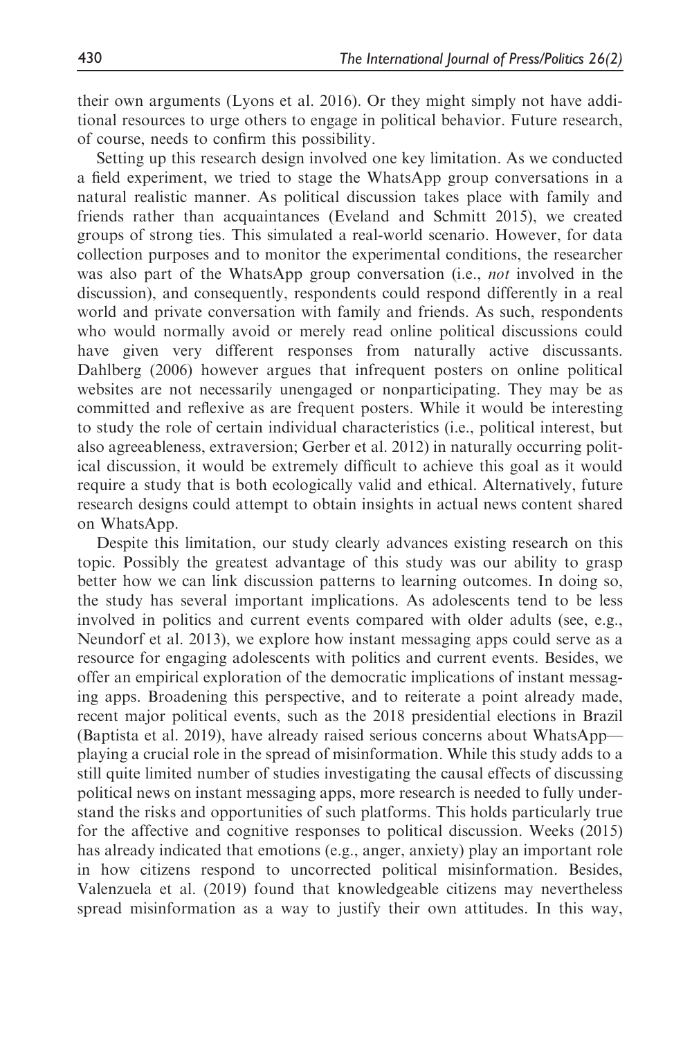their own arguments (Lyons et al. 2016). Or they might simply not have additional resources to urge others to engage in political behavior. Future research, of course, needs to confirm this possibility.

Setting up this research design involved one key limitation. As we conducted a field experiment, we tried to stage the WhatsApp group conversations in a natural realistic manner. As political discussion takes place with family and friends rather than acquaintances (Eveland and Schmitt 2015), we created groups of strong ties. This simulated a real-world scenario. However, for data collection purposes and to monitor the experimental conditions, the researcher was also part of the WhatsApp group conversation (i.e., *not* involved in the discussion), and consequently, respondents could respond differently in a real world and private conversation with family and friends. As such, respondents who would normally avoid or merely read online political discussions could have given very different responses from naturally active discussants. Dahlberg (2006) however argues that infrequent posters on online political websites are not necessarily unengaged or nonparticipating. They may be as committed and reflexive as are frequent posters. While it would be interesting to study the role of certain individual characteristics (i.e., political interest, but also agreeableness, extraversion; Gerber et al. 2012) in naturally occurring political discussion, it would be extremely difficult to achieve this goal as it would require a study that is both ecologically valid and ethical. Alternatively, future research designs could attempt to obtain insights in actual news content shared on WhatsApp.

Despite this limitation, our study clearly advances existing research on this topic. Possibly the greatest advantage of this study was our ability to grasp better how we can link discussion patterns to learning outcomes. In doing so, the study has several important implications. As adolescents tend to be less involved in politics and current events compared with older adults (see, e.g., Neundorf et al. 2013), we explore how instant messaging apps could serve as a resource for engaging adolescents with politics and current events. Besides, we offer an empirical exploration of the democratic implications of instant messaging apps. Broadening this perspective, and to reiterate a point already made, recent major political events, such as the 2018 presidential elections in Brazil (Baptista et al. 2019), have already raised serious concerns about WhatsApp—playing a crucial role in the spread of misinformation. While this study adds to a still quite limited number of studies investigating the causal effects of discussing political news on instant messaging apps, more research is needed to fully understand the risks and opportunities of such platforms. This holds particularly true for the affective and cognitive responses to political discussion. Weeks (2015) has already indicated that emotions (e.g., anger, anxiety) play an important role in how citizens respond to uncorrected political misinformation. Besides, Valenzuela et al. (2019) found that knowledgeable citizens may nevertheless spread misinformation as a way to justify their own attitudes. In this way,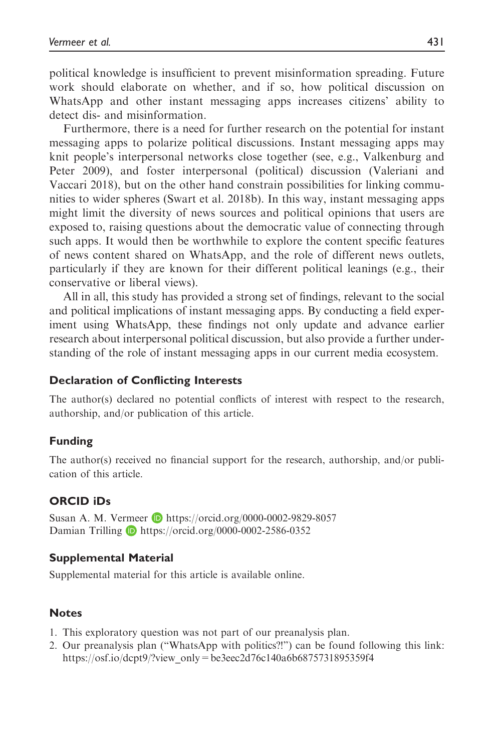political knowledge is insufficient to prevent misinformation spreading. Future work should elaborate on whether, and if so, how political discussion on WhatsApp and other instant messaging apps increases citizens' ability to detect dis- and misinformation.

Furthermore, there is a need for further research on the potential for instant messaging apps to polarize political discussions. Instant messaging apps may knit people's interpersonal networks close together (see, e.g., Valkenburg and Peter 2009), and foster interpersonal (political) discussion (Valeriani and Vaccari 2018), but on the other hand constrain possibilities for linking communities to wider spheres (Swart et al. 2018b). In this way, instant messaging apps might limit the diversity of news sources and political opinions that users are exposed to, raising questions about the democratic value of connecting through such apps. It would then be worthwhile to explore the content specific features of news content shared on WhatsApp, and the role of different news outlets, particularly if they are known for their different political leanings (e.g., their conservative or liberal views).

All in all, this study has provided a strong set of findings, relevant to the social and political implications of instant messaging apps. By conducting a field experiment using WhatsApp, these findings not only update and advance earlier research about interpersonal political discussion, but also provide a further understanding of the role of instant messaging apps in our current media ecosystem.

## Declaration of Conflicting Interests

The author(s) declared no potential conflicts of interest with respect to the research, authorship, and/or publication of this article.

## Funding

The author(s) received no financial support for the research, authorship, and/or publication of this article.

## ORCID iDs

Susan A. M. Vermeer https://orcid.org/0000-0002-9829-8057
Damian Trilling https://orcid.org/0000-0002-2586-0352

## Supplemental Material

Supplemental material for this article is available online.

## Notes

1. This exploratory question was not part of our preanalysis plan.
2. Our preanalysis plan ("WhatsApp with politics?!") can be found following this link: https://osf.io/dcpt9/?view_only=be3eec2d76c140a6b6875731895359f4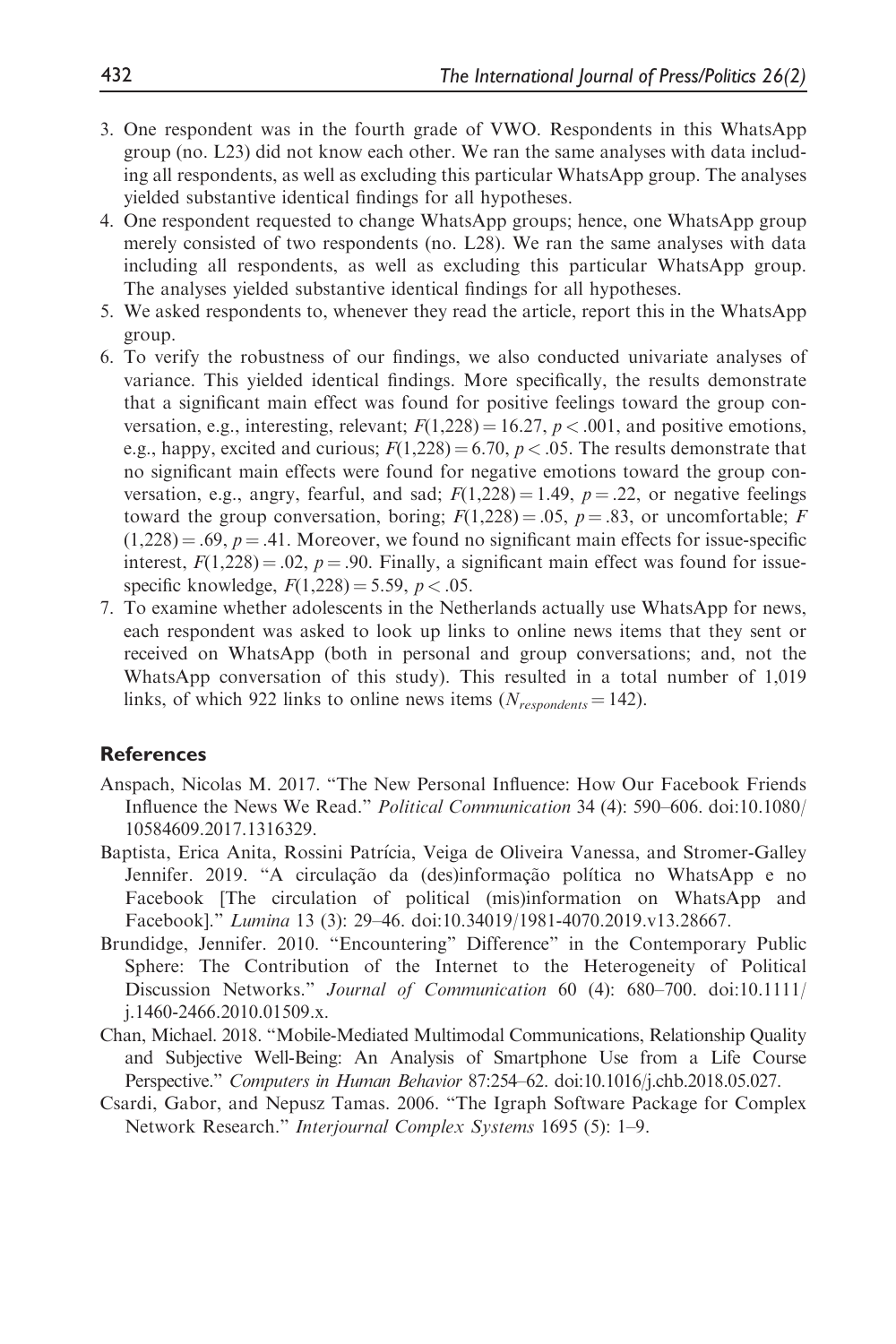3. One respondent was in the fourth grade of VWO. Respondents in this WhatsApp group (no. L23) did not know each other. We ran the same analyses with data including all respondents, as well as excluding this particular WhatsApp group. The analyses yielded substantive identical findings for all hypotheses.
4. One respondent requested to change WhatsApp groups; hence, one WhatsApp group merely consisted of two respondents (no. L28). We ran the same analyses with data including all respondents, as well as excluding this particular WhatsApp group. The analyses yielded substantive identical findings for all hypotheses.
5. We asked respondents to, whenever they read the article, report this in the WhatsApp group.
6. To verify the robustness of our findings, we also conducted univariate analyses of variance. This yielded identical findings. More specifically, the results demonstrate that a significant main effect was found for positive feelings toward the group conversation, e.g., interesting, relevant; $F(1,228) = 16.27$, $p < .001$, and positive emotions, e.g., happy, excited and curious; $F(1,228) = 6.70$, $p < .05$. The results demonstrate that no significant main effects were found for negative emotions toward the group conversation, e.g., angry, fearful, and sad; $F(1,228) = 1.49$, $p = .22$, or negative feelings toward the group conversation, boring; $F(1,228) = .05$, $p = .83$, or uncomfortable; $F(1,228) = .69$, $p = .41$. Moreover, we found no significant main effects for issue-specific interest, $F(1,228) = .02$, $p = .90$. Finally, a significant main effect was found for issue-specific knowledge, $F(1,228) = 5.59$, $p < .05$.
7. To examine whether adolescents in the Netherlands actually use WhatsApp for news, each respondent was asked to look up links to online news items that they sent or received on WhatsApp (both in personal and group conversations; and, not the WhatsApp conversation of this study). This resulted in a total number of 1,019 links, of which 922 links to online news items ($N_{respondents} = 142$).

## References

Anspach, Nicolas M. 2017. "The New Personal Influence: How Our Facebook Friends Influence the News We Read." *Political Communication* 34 (4): 590–606. doi:10.1080/10584609.2017.1316329.

Baptista, Erica Anita, Rossini Patrícia, Veiga de Oliveira Vanessa, and Stromer-Galley Jennifer. 2019. "A circulação da (des)informação política no WhatsApp e no Facebook [The circulation of political (mis)information on WhatsApp and Facebook]." *Lumina* 13 (3): 29–46. doi:10.34019/1981-4070.2019.v13.28667.

Brundidge, Jennifer. 2010. "Encountering" Difference" in the Contemporary Public Sphere: The Contribution of the Internet to the Heterogeneity of Political Discussion Networks." *Journal of Communication* 60 (4): 680–700. doi:10.1111/j.1460-2466.2010.01509.x.

Chan, Michael. 2018. "Mobile-Mediated Multimodal Communications, Relationship Quality and Subjective Well-Being: An Analysis of Smartphone Use from a Life Course Perspective." *Computers in Human Behavior* 87:254–62. doi:10.1016/j.chb.2018.05.027.

Csardi, Gabor, and Nepusz Tamas. 2006. "The Igraph Software Package for Complex Network Research." *Interjournal Complex Systems* 1695 (5): 1–9.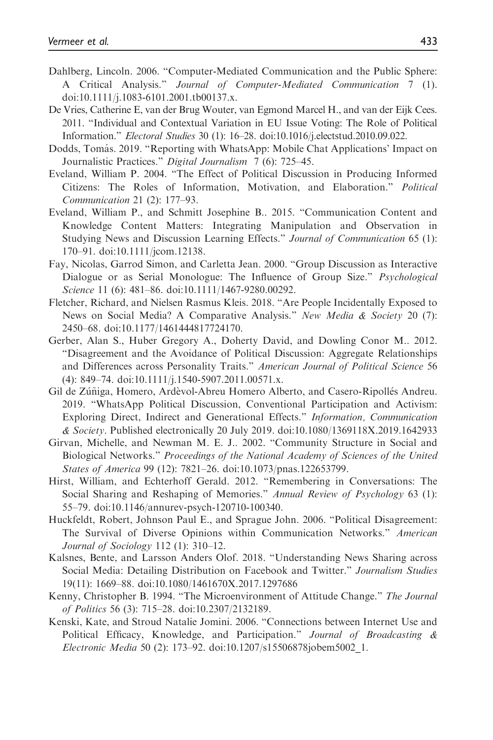Dahlberg, Lincoln. 2006. "Computer-Mediated Communication and the Public Sphere: A Critical Analysis." *Journal of Computer-Mediated Communication* 7 (1). doi:10.1111/j.1083-6101.2001.tb00137.x.

De Vries, Catherine E, van der Brug Wouter, van Egmond Marcel H., and van der Eijk Cees. 2011. "Individual and Contextual Variation in EU Issue Voting: The Role of Political Information." *Electoral Studies* 30 (1): 16–28. doi:10.1016/j.electstud.2010.09.022.

Dodds, Tomás. 2019. "Reporting with WhatsApp: Mobile Chat Applications' Impact on Journalistic Practices." *Digital Journalism* 7 (6): 725–45.

Eveland, William P. 2004. "The Effect of Political Discussion in Producing Informed Citizens: The Roles of Information, Motivation, and Elaboration." *Political Communication* 21 (2): 177–93.

Eveland, William P., and Schmitt Josephine B.. 2015. "Communication Content and Knowledge Content Matters: Integrating Manipulation and Observation in Studying News and Discussion Learning Effects." *Journal of Communication* 65 (1): 170–91. doi:10.1111/jcom.12138.

Fay, Nicolas, Garrod Simon, and Carletta Jean. 2000. "Group Discussion as Interactive Dialogue or as Serial Monologue: The Influence of Group Size." *Psychological Science* 11 (6): 481–86. doi:10.1111/1467-9280.00292.

Fletcher, Richard, and Nielsen Rasmus Kleis. 2018. "Are People Incidentally Exposed to News on Social Media? A Comparative Analysis." *New Media & Society* 20 (7): 2450–68. doi:10.1177/1461444817724170.

Gerber, Alan S., Huber Gregory A., Doherty David, and Dowling Conor M.. 2012. "Disagreement and the Avoidance of Political Discussion: Aggregate Relationships and Differences across Personality Traits." *American Journal of Political Science* 56 (4): 849–74. doi:10.1111/j.1540-5907.2011.00571.x.

Gil de Zúñiga, Homero, Ardèvol-Abreu Homero Alberto, and Casero-Ripollés Andreu. 2019. "WhatsApp Political Discussion, Conventional Participation and Activism: Exploring Direct, Indirect and Generational Effects." *Information, Communication & Society*. Published electronically 20 July 2019. doi:10.1080/1369118X.2019.1642933

Girvan, Michelle, and Newman M. E. J.. 2002. "Community Structure in Social and Biological Networks." *Proceedings of the National Academy of Sciences of the United States of America* 99 (12): 7821–26. doi:10.1073/pnas.122653799.

Hirst, William, and Echterhoff Gerald. 2012. "Remembering in Conversations: The Social Sharing and Reshaping of Memories." *Annual Review of Psychology* 63 (1): 55–79. doi:10.1146/annurev-psych-120710-100340.

Huckfeldt, Robert, Johnson Paul E., and Sprague John. 2006. "Political Disagreement: The Survival of Diverse Opinions within Communication Networks." *American Journal of Sociology* 112 (1): 310–12.

Kalsnes, Bente, and Larsson Anders Olof. 2018. "Understanding News Sharing across Social Media: Detailing Distribution on Facebook and Twitter." *Journalism Studies* 19(11): 1669–88. doi:10.1080/1461670X.2017.1297686

Kenny, Christopher B. 1994. "The Microenvironment of Attitude Change." *The Journal of Politics* 56 (3): 715–28. doi:10.2307/2132189.

Kenski, Kate, and Stroud Natalie Jomini. 2006. "Connections between Internet Use and Political Efficacy, Knowledge, and Participation." *Journal of Broadcasting & Electronic Media* 50 (2): 173–92. doi:10.1207/s15506878jobem5002_1.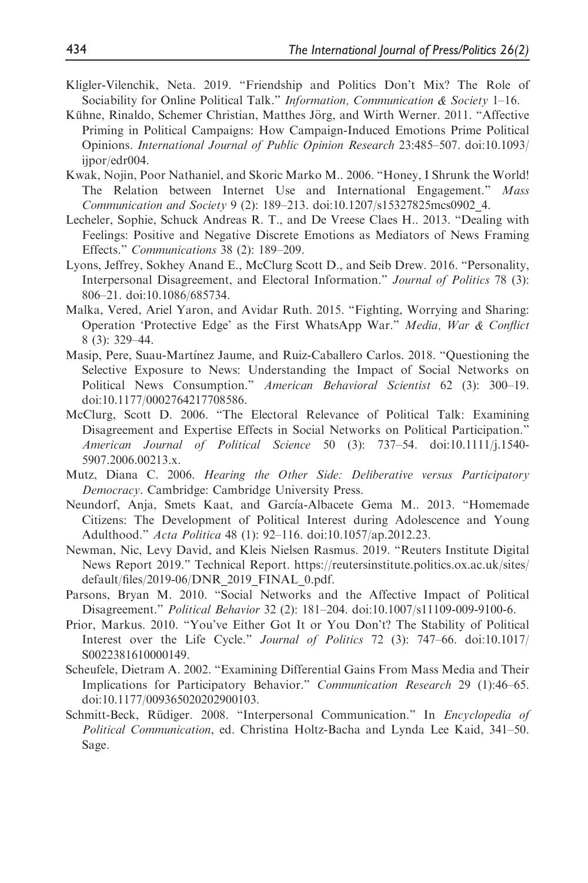Kligler-Vilenchik, Neta. 2019. "Friendship and Politics Don't Mix? The Role of Sociability for Online Political Talk." *Information, Communication & Society* 1–16.

Kühne, Rinaldo, Schemer Christian, Matthes Jörg, and Wirth Werner. 2011. "Affective Priming in Political Campaigns: How Campaign-Induced Emotions Prime Political Opinions. *International Journal of Public Opinion Research* 23:485–507. doi:10.1093/ijpor/edr004.

Kwak, Nojin, Poor Nathaniel, and Skoric Marko M.. 2006. "Honey, I Shrunk the World! The Relation between Internet Use and International Engagement." *Mass Communication and Society* 9 (2): 189–213. doi:10.1207/s15327825mcs0902_4.

Lecheler, Sophie, Schuck Andreas R. T., and De Vreese Claes H.. 2013. "Dealing with Feelings: Positive and Negative Discrete Emotions as Mediators of News Framing Effects." *Communications* 38 (2): 189–209.

Lyons, Jeffrey, Sokhey Anand E., McClurg Scott D., and Seib Drew. 2016. "Personality, Interpersonal Disagreement, and Electoral Information." *Journal of Politics* 78 (3): 806–21. doi:10.1086/685734.

Malka, Vered, Ariel Yaron, and Avidar Ruth. 2015. "Fighting, Worrying and Sharing: Operation 'Protective Edge' as the First WhatsApp War." *Media, War & Conflict* 8 (3): 329–44.

Masip, Pere, Suau-Martínez Jaume, and Ruiz-Caballero Carlos. 2018. "Questioning the Selective Exposure to News: Understanding the Impact of Social Networks on Political News Consumption." *American Behavioral Scientist* 62 (3): 300–19. doi:10.1177/0002764217708586.

McClurg, Scott D. 2006. "The Electoral Relevance of Political Talk: Examining Disagreement and Expertise Effects in Social Networks on Political Participation." *American Journal of Political Science* 50 (3): 737–54. doi:10.1111/j.1540-5907.2006.00213.x.

Mutz, Diana C. 2006. *Hearing the Other Side: Deliberative versus Participatory Democracy*. Cambridge: Cambridge University Press.

Neundorf, Anja, Smets Kaat, and García-Albacete Gema M.. 2013. "Homemade Citizens: The Development of Political Interest during Adolescence and Young Adulthood." *Acta Politica* 48 (1): 92–116. doi:10.1057/ap.2012.23.

Newman, Nic, Levy David, and Kleis Nielsen Rasmus. 2019. "Reuters Institute Digital News Report 2019." Technical Report. https://reutersinstitute.politics.ox.ac.uk/sites/default/files/2019-06/DNR_2019_FINAL_0.pdf.

Parsons, Bryan M. 2010. "Social Networks and the Affective Impact of Political Disagreement." *Political Behavior* 32 (2): 181–204. doi:10.1007/s11109-009-9100-6.

Prior, Markus. 2010. "You've Either Got It or You Don't? The Stability of Political Interest over the Life Cycle." *Journal of Politics* 72 (3): 747–66. doi:10.1017/S0022381610000149.

Scheufele, Dietram A. 2002. "Examining Differential Gains From Mass Media and Their Implications for Participatory Behavior." *Communication Research* 29 (1):46–65. doi:10.1177/009365020202900103.

Schmitt-Beck, Rüdiger. 2008. "Interpersonal Communication." In *Encyclopedia of Political Communication*, ed. Christina Holtz-Bacha and Lynda Lee Kaid, 341–50. Sage.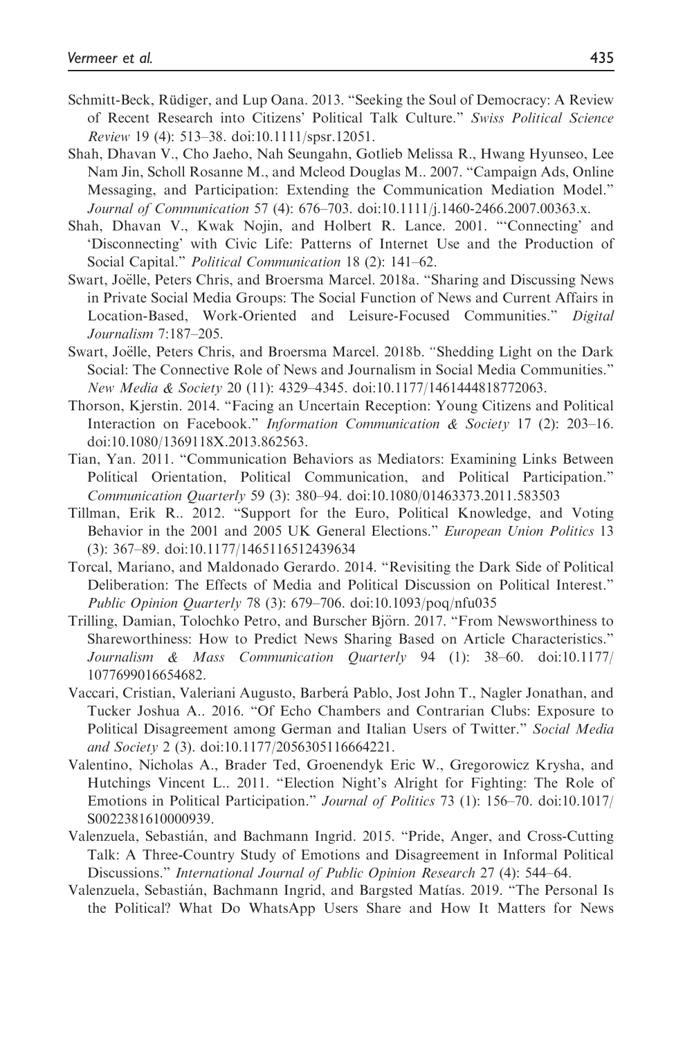Schmitt-Beck, Rüdiger, and Lup Oana. 2013. "Seeking the Soul of Democracy: A Review of Recent Research into Citizens' Political Talk Culture." *Swiss Political Science Review* 19 (4): 513–38. doi:10.1111/spsr.12051.

Shah, Dhavan V., Cho Jaeho, Nah Seungahn, Gotlieb Melissa R., Hwang Hyunseo, Lee Nam Jin, Scholl Rosanne M., and Mcleod Douglas M.. 2007. "Campaign Ads, Online Messaging, and Participation: Extending the Communication Mediation Model." *Journal of Communication* 57 (4): 676–703. doi:10.1111/j.1460-2466.2007.00363.x.

Shah, Dhavan V., Kwak Nojin, and Holbert R. Lance. 2001. "'Connecting' and 'Disconnecting' with Civic Life: Patterns of Internet Use and the Production of Social Capital." *Political Communication* 18 (2): 141–62.

Swart, Joëlle, Peters Chris, and Broersma Marcel. 2018a. "Sharing and Discussing News in Private Social Media Groups: The Social Function of News and Current Affairs in Location-Based, Work-Oriented and Leisure-Focused Communities." *Digital Journalism* 7:187–205.

Swart, Joëlle, Peters Chris, and Broersma Marcel. 2018b. "Shedding Light on the Dark Social: The Connective Role of News and Journalism in Social Media Communities." *New Media & Society* 20 (11): 4329–4345. doi:10.1177/1461444818772063.

Thorson, Kjerstin. 2014. "Facing an Uncertain Reception: Young Citizens and Political Interaction on Facebook." *Information Communication & Society* 17 (2): 203–16. doi:10.1080/1369118X.2013.862563.

Tian, Yan. 2011. "Communication Behaviors as Mediators: Examining Links Between Political Orientation, Political Communication, and Political Participation." *Communication Quarterly* 59 (3): 380–94. doi:10.1080/01463373.2011.583503

Tillman, Erik R.. 2012. "Support for the Euro, Political Knowledge, and Voting Behavior in the 2001 and 2005 UK General Elections." *European Union Politics* 13 (3): 367–89. doi:10.1177/1465116512439634

Torcal, Mariano, and Maldonado Gerardo. 2014. "Revisiting the Dark Side of Political Deliberation: The Effects of Media and Political Discussion on Political Interest." *Public Opinion Quarterly* 78 (3): 679–706. doi:10.1093/poq/nfu035

Trilling, Damian, Tolochko Petro, and Burscher Björn. 2017. "From Newsworthiness to Shareworthiness: How to Predict News Sharing Based on Article Characteristics." *Journalism & Mass Communication Quarterly* 94 (1): 38–60. doi:10.1177/1077699016654682.

Vaccari, Cristian, Valeriani Augusto, Barberá Pablo, Jost John T., Nagler Jonathan, and Tucker Joshua A.. 2016. "Of Echo Chambers and Contrarian Clubs: Exposure to Political Disagreement among German and Italian Users of Twitter." *Social Media and Society* 2 (3). doi:10.1177/2056305116664221.

Valentino, Nicholas A., Brader Ted, Groenendyk Eric W., Gregorowicz Krysha, and Hutchings Vincent L.. 2011. "Election Night's Alright for Fighting: The Role of Emotions in Political Participation." *Journal of Politics* 73 (1): 156–70. doi:10.1017/S0022381610000939.

Valenzuela, Sebastián, and Bachmann Ingrid. 2015. "Pride, Anger, and Cross-Cutting Talk: A Three-Country Study of Emotions and Disagreement in Informal Political Discussions." *International Journal of Public Opinion Research* 27 (4): 544–64.

Valenzuela, Sebastián, Bachmann Ingrid, and Bargsted Matías. 2019. "The Personal Is the Political? What Do WhatsApp Users Share and How It Matters for News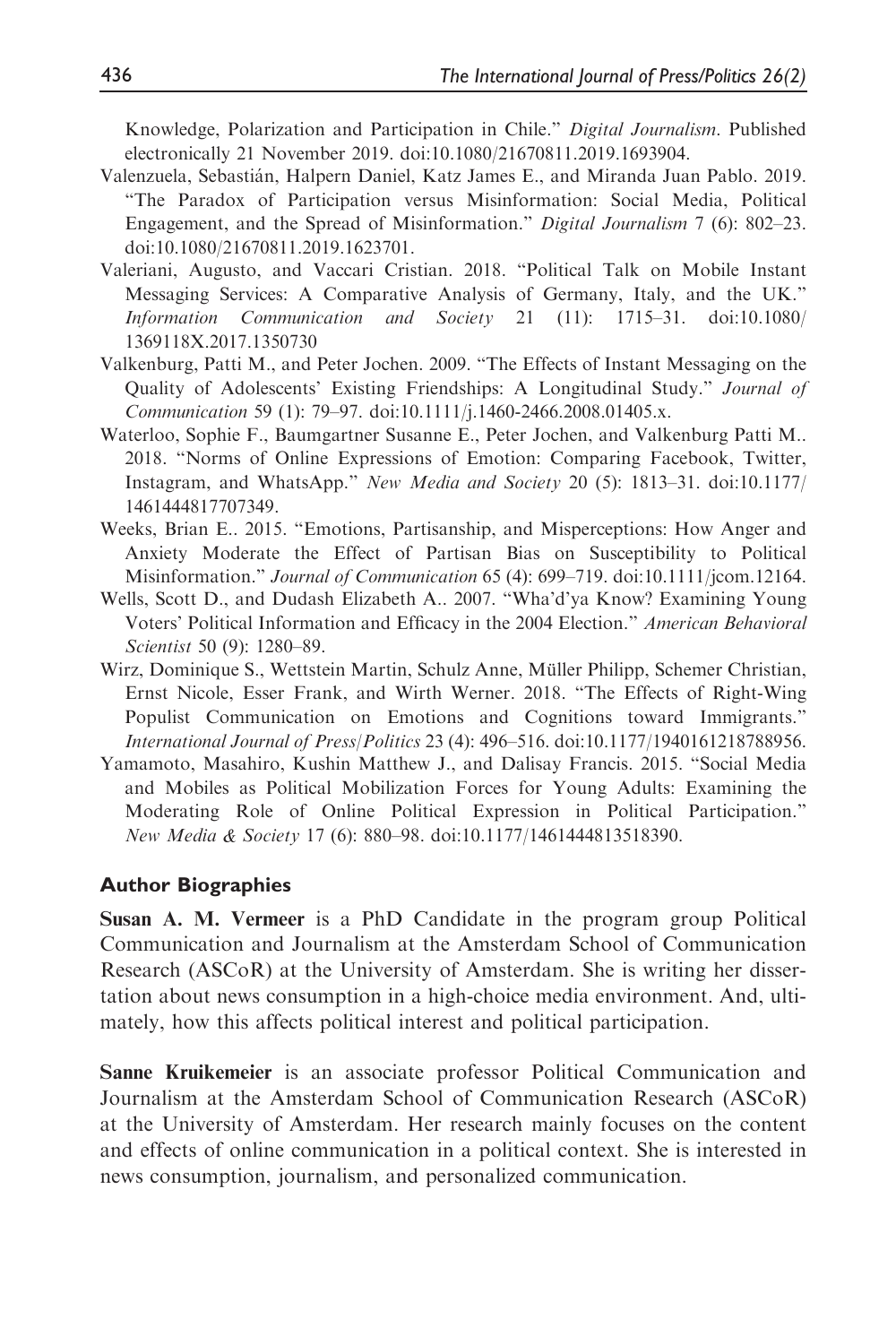Knowledge, Polarization and Participation in Chile." *Digital Journalism*. Published electronically 21 November 2019. doi:10.1080/21670811.2019.1693904.

Valenzuela, Sebastián, Halpern Daniel, Katz James E., and Miranda Juan Pablo. 2019. "The Paradox of Participation versus Misinformation: Social Media, Political Engagement, and the Spread of Misinformation." *Digital Journalism* 7 (6): 802–23. doi:10.1080/21670811.2019.1623701.

Valeriani, Augusto, and Vaccari Cristian. 2018. "Political Talk on Mobile Instant Messaging Services: A Comparative Analysis of Germany, Italy, and the UK." *Information Communication and Society* 21 (11): 1715–31. doi:10.1080/1369118X.2017.1350730

Valkenburg, Patti M., and Peter Jochen. 2009. "The Effects of Instant Messaging on the Quality of Adolescents' Existing Friendships: A Longitudinal Study." *Journal of Communication* 59 (1): 79–97. doi:10.1111/j.1460-2466.2008.01405.x.

Waterloo, Sophie F., Baumgartner Susanne E., Peter Jochen, and Valkenburg Patti M.. 2018. "Norms of Online Expressions of Emotion: Comparing Facebook, Twitter, Instagram, and WhatsApp." *New Media and Society* 20 (5): 1813–31. doi:10.1177/1461444817707349.

Weeks, Brian E.. 2015. "Emotions, Partisanship, and Misperceptions: How Anger and Anxiety Moderate the Effect of Partisan Bias on Susceptibility to Political Misinformation." *Journal of Communication* 65 (4): 699–719. doi:10.1111/jcom.12164.

Wells, Scott D., and Dudash Elizabeth A.. 2007. "Wha'd'ya Know? Examining Young Voters' Political Information and Efficacy in the 2004 Election." *American Behavioral Scientist* 50 (9): 1280–89.

Wirz, Dominique S., Wettstein Martin, Schulz Anne, Müller Philipp, Schemer Christian, Ernst Nicole, Esser Frank, and Wirth Werner. 2018. "The Effects of Right-Wing Populist Communication on Emotions and Cognitions toward Immigrants." *International Journal of Press/Politics* 23 (4): 496–516. doi:10.1177/1940161218788956.

Yamamoto, Masahiro, Kushin Matthew J., and Dalisay Francis. 2015. "Social Media and Mobiles as Political Mobilization Forces for Young Adults: Examining the Moderating Role of Online Political Expression in Political Participation." *New Media & Society* 17 (6): 880–98. doi:10.1177/1461444813518390.

## Author Biographies

**Susan A. M. Vermeer** is a PhD Candidate in the program group Political Communication and Journalism at the Amsterdam School of Communication Research (ASCoR) at the University of Amsterdam. She is writing her dissertation about news consumption in a high-choice media environment. And, ultimately, how this affects political interest and political participation.

**Sanne Kruikemeier** is an associate professor Political Communication and Journalism at the Amsterdam School of Communication Research (ASCoR) at the University of Amsterdam. Her research mainly focuses on the content and effects of online communication in a political context. She is interested in news consumption, journalism, and personalized communication.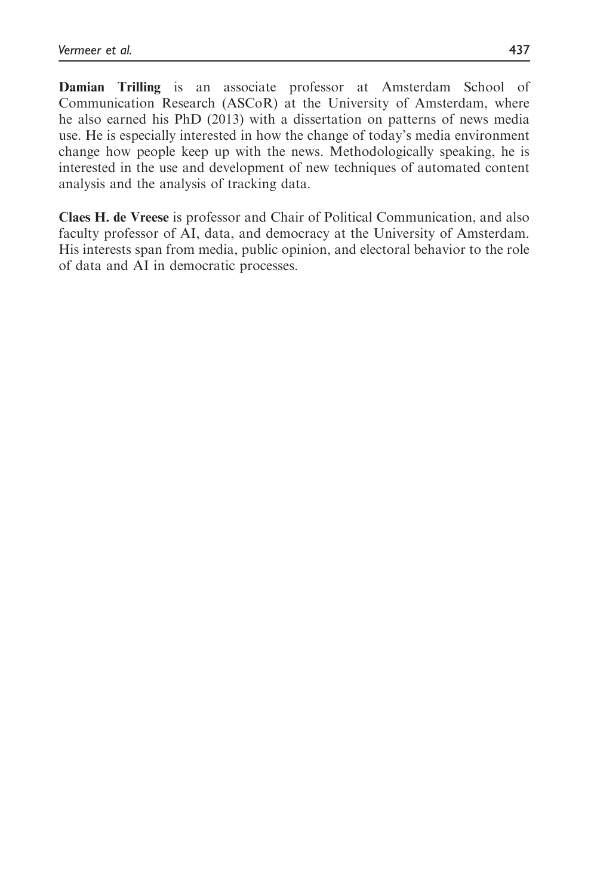**Damian Trilling** is an associate professor at Amsterdam School of Communication Research (ASCoR) at the University of Amsterdam, where he also earned his PhD (2013) with a dissertation on patterns of news media use. He is especially interested in how the change of today's media environment change how people keep up with the news. Methodologically speaking, he is interested in the use and development of new techniques of automated content analysis and the analysis of tracking data.

**Claes H. de Vreese** is professor and Chair of Political Communication, and also faculty professor of AI, data, and democracy at the University of Amsterdam. His interests span from media, public opinion, and electoral behavior to the role of data and AI in democratic processes.